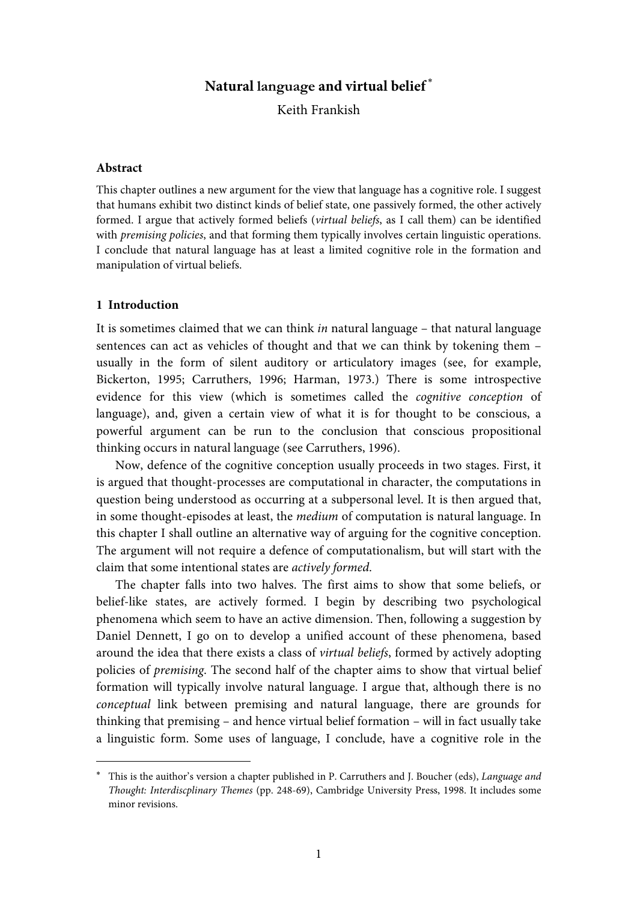# Natural language and virtual belief[*]

Keith Frankish

### Abstract

This chapter outlines a new argument for the view that language has a cognitive role. I suggest that humans exhibit two distinct kinds of belief state, one passively formed, the other actively formed. I argue that actively formed beliefs (*virtual beliefs*, as I call them) can be identified with *premising policies*, and that forming them typically involves certain linguistic operations. I conclude that natural language has at least a limited cognitive role in the formation and manipulation of virtual beliefs.

### 1 Introduction

It is sometimes claimed that we can think *in* natural language – that natural language sentences can act as vehicles of thought and that we can think by tokening them – usually in the form of silent auditory or articulatory images (see, for example, Bickerton, 1995; Carruthers, 1996; Harman, 1973.) There is some introspective evidence for this view (which is sometimes called the *cognitive conception* of language), and, given a certain view of what it is for thought to be conscious, a powerful argument can be run to the conclusion that conscious propositional thinking occurs in natural language (see Carruthers, 1996).

Now, defence of the cognitive conception usually proceeds in two stages. First, it is argued that thought-processes are computational in character, the computations in question being understood as occurring at a subpersonal level. It is then argued that, in some thought-episodes at least, the *medium* of computation is natural language. In this chapter I shall outline an alternative way of arguing for the cognitive conception. The argument will not require a defence of computationalism, but will start with the claim that some intentional states are *actively formed*.

The chapter falls into two halves. The first aims to show that some beliefs, or belief-like states, are actively formed. I begin by describing two psychological phenomena which seem to have an active dimension. Then, following a suggestion by Daniel Dennett, I go on to develop a unified account of these phenomena, based around the idea that there exists a class of *virtual beliefs*, formed by actively adopting policies of *premising*. The second half of the chapter aims to show that virtual belief formation will typically involve natural language. I argue that, although there is no *conceptual* link between premising and natural language, there are grounds for thinking that premising – and hence virtual belief formation – will in fact usually take a linguistic form. Some uses of language, I conclude, have a cognitive role in the

---

[*] This is the auithor's version a chapter published in P. Carruthers and J. Boucher (eds), *Language and Thought: Interdiscplinary Themes* (pp. 248-69), Cambridge University Press, 1998. It includes some minor revisions.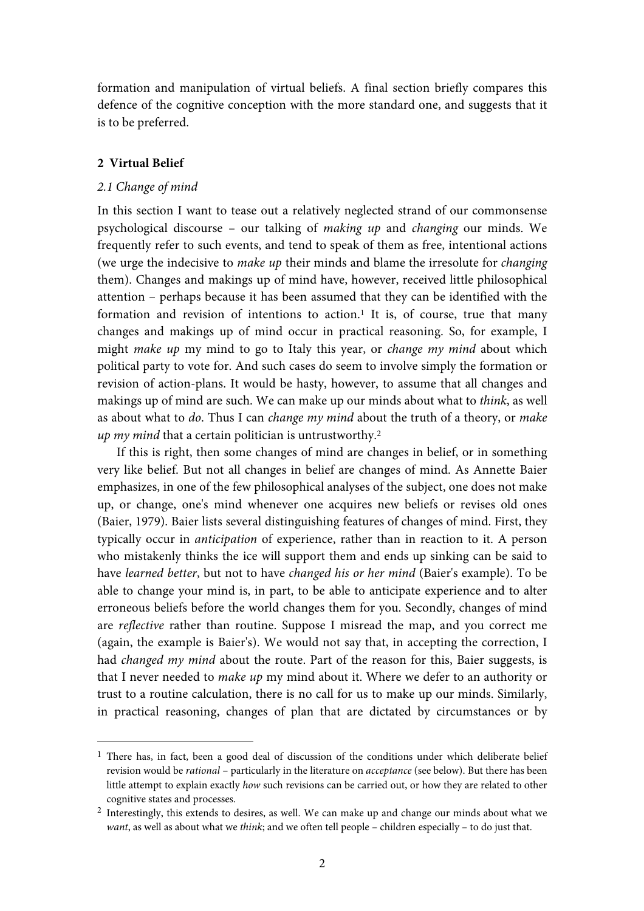formation and manipulation of virtual beliefs. A final section briefly compares this defence of the cognitive conception with the more standard one, and suggests that it is to be preferred.

## 2 Virtual Belief

### *2.1 Change of mind*

In this section I want to tease out a relatively neglected strand of our commonsense psychological discourse – our talking of *making up* and *changing* our minds. We frequently refer to such events, and tend to speak of them as free, intentional actions (we urge the indecisive to *make up* their minds and blame the irresolute for *changing* them). Changes and makings up of mind have, however, received little philosophical attention – perhaps because it has been assumed that they can be identified with the formation and revision of intentions to action.[1] It is, of course, true that many changes and makings up of mind occur in practical reasoning. So, for example, I might *make up* my mind to go to Italy this year, or *change my mind* about which political party to vote for. And such cases do seem to involve simply the formation or revision of action-plans. It would be hasty, however, to assume that all changes and makings up of mind are such. We can make up our minds about what to *think*, as well as about what to *do*. Thus I can *change my mind* about the truth of a theory, or *make up my mind* that a certain politician is untrustworthy.[2]

If this is right, then some changes of mind are changes in belief, or in something very like belief. But not all changes in belief are changes of mind. As Annette Baier emphasizes, in one of the few philosophical analyses of the subject, one does not make up, or change, one's mind whenever one acquires new beliefs or revises old ones (Baier, 1979). Baier lists several distinguishing features of changes of mind. First, they typically occur in *anticipation* of experience, rather than in reaction to it. A person who mistakenly thinks the ice will support them and ends up sinking can be said to have *learned better*, but not to have *changed his or her mind* (Baier's example). To be able to change your mind is, in part, to be able to anticipate experience and to alter erroneous beliefs before the world changes them for you. Secondly, changes of mind are *reflective* rather than routine. Suppose I misread the map, and you correct me (again, the example is Baier's). We would not say that, in accepting the correction, I had *changed my mind* about the route. Part of the reason for this, Baier suggests, is that I never needed to *make up* my mind about it. Where we defer to an authority or trust to a routine calculation, there is no call for us to make up our minds. Similarly, in practical reasoning, changes of plan that are dictated by circumstances or by

---

[1] There has, in fact, been a good deal of discussion of the conditions under which deliberate belief revision would be *rational* – particularly in the literature on *acceptance* (see below). But there has been little attempt to explain exactly *how* such revisions can be carried out, or how they are related to other cognitive states and processes.

[2] Interestingly, this extends to desires, as well. We can make up and change our minds about what we *want*, as well as about what we *think*; and we often tell people – children especially – to do just that.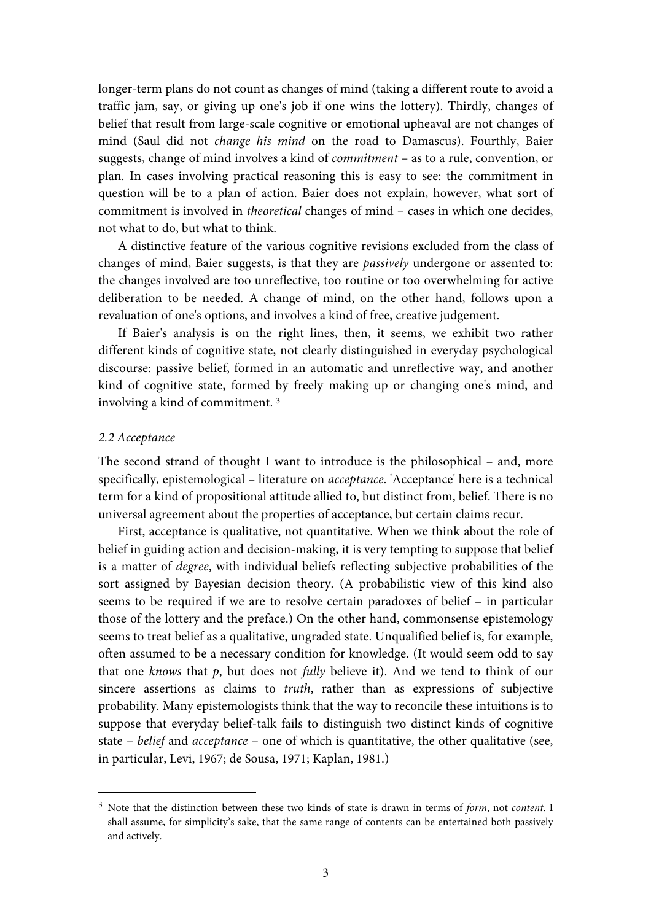longer-term plans do not count as changes of mind (taking a different route to avoid a traffic jam, say, or giving up one's job if one wins the lottery). Thirdly, changes of belief that result from large-scale cognitive or emotional upheaval are not changes of mind (Saul did not *change his mind* on the road to Damascus). Fourthly, Baier suggests, change of mind involves a kind of *commitment* – as to a rule, convention, or plan. In cases involving practical reasoning this is easy to see: the commitment in question will be to a plan of action. Baier does not explain, however, what sort of commitment is involved in *theoretical* changes of mind – cases in which one decides, not what to do, but what to think.

A distinctive feature of the various cognitive revisions excluded from the class of changes of mind, Baier suggests, is that they are *passively* undergone or assented to: the changes involved are too unreflective, too routine or too overwhelming for active deliberation to be needed. A change of mind, on the other hand, follows upon a revaluation of one's options, and involves a kind of free, creative judgement.

If Baier's analysis is on the right lines, then, it seems, we exhibit two rather different kinds of cognitive state, not clearly distinguished in everyday psychological discourse: passive belief, formed in an automatic and unreflective way, and another kind of cognitive state, formed by freely making up or changing one's mind, and involving a kind of commitment. [3]

### *2.2 Acceptance*

The second strand of thought I want to introduce is the philosophical – and, more specifically, epistemological – literature on *acceptance*. 'Acceptance' here is a technical term for a kind of propositional attitude allied to, but distinct from, belief. There is no universal agreement about the properties of acceptance, but certain claims recur.

First, acceptance is qualitative, not quantitative. When we think about the role of belief in guiding action and decision-making, it is very tempting to suppose that belief is a matter of *degree*, with individual beliefs reflecting subjective probabilities of the sort assigned by Bayesian decision theory. (A probabilistic view of this kind also seems to be required if we are to resolve certain paradoxes of belief – in particular those of the lottery and the preface.) On the other hand, commonsense epistemology seems to treat belief as a qualitative, ungraded state. Unqualified belief is, for example, often assumed to be a necessary condition for knowledge. (It would seem odd to say that one *knows* that *p*, but does not *fully* believe it). And we tend to think of our sincere assertions as claims to *truth*, rather than as expressions of subjective probability. Many epistemologists think that the way to reconcile these intuitions is to suppose that everyday belief-talk fails to distinguish two distinct kinds of cognitive state – *belief* and *acceptance* – one of which is quantitative, the other qualitative (see, in particular, Levi, 1967; de Sousa, 1971; Kaplan, 1981.)

---

[3] Note that the distinction between these two kinds of state is drawn in terms of *form*, not *content*. I shall assume, for simplicity's sake, that the same range of contents can be entertained both passively and actively.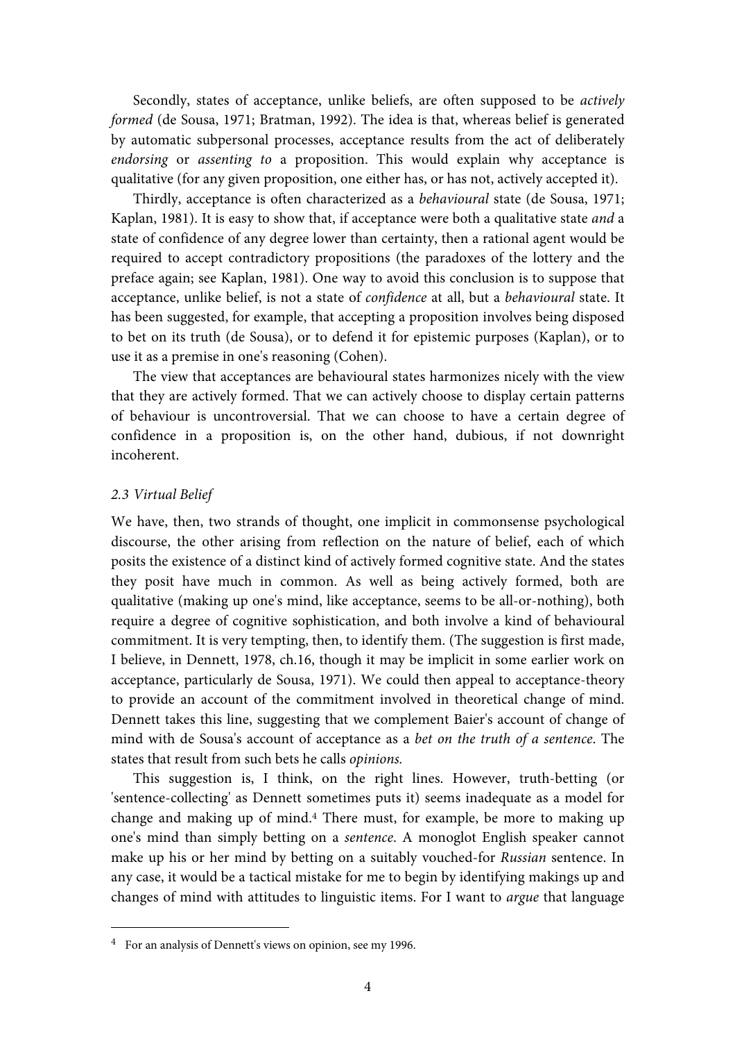Secondly, states of acceptance, unlike beliefs, are often supposed to be *actively formed* (de Sousa, 1971; Bratman, 1992). The idea is that, whereas belief is generated by automatic subpersonal processes, acceptance results from the act of deliberately *endorsing* or *assenting to* a proposition. This would explain why acceptance is qualitative (for any given proposition, one either has, or has not, actively accepted it).

Thirdly, acceptance is often characterized as a *behavioural* state (de Sousa, 1971; Kaplan, 1981). It is easy to show that, if acceptance were both a qualitative state *and* a state of confidence of any degree lower than certainty, then a rational agent would be required to accept contradictory propositions (the paradoxes of the lottery and the preface again; see Kaplan, 1981). One way to avoid this conclusion is to suppose that acceptance, unlike belief, is not a state of *confidence* at all, but a *behavioural* state. It has been suggested, for example, that accepting a proposition involves being disposed to bet on its truth (de Sousa), or to defend it for epistemic purposes (Kaplan), or to use it as a premise in one's reasoning (Cohen).

The view that acceptances are behavioural states harmonizes nicely with the view that they are actively formed. That we can actively choose to display certain patterns of behaviour is uncontroversial. That we can choose to have a certain degree of confidence in a proposition is, on the other hand, dubious, if not downright incoherent.

### *2.3 Virtual Belief*

We have, then, two strands of thought, one implicit in commonsense psychological discourse, the other arising from reflection on the nature of belief, each of which posits the existence of a distinct kind of actively formed cognitive state. And the states they posit have much in common. As well as being actively formed, both are qualitative (making up one's mind, like acceptance, seems to be all-or-nothing), both require a degree of cognitive sophistication, and both involve a kind of behavioural commitment. It is very tempting, then, to identify them. (The suggestion is first made, I believe, in Dennett, 1978, ch.16, though it may be implicit in some earlier work on acceptance, particularly de Sousa, 1971). We could then appeal to acceptance-theory to provide an account of the commitment involved in theoretical change of mind. Dennett takes this line, suggesting that we complement Baier's account of change of mind with de Sousa's account of acceptance as a *bet on the truth of a sentence*. The states that result from such bets he calls *opinions.*

This suggestion is, I think, on the right lines. However, truth-betting (or 'sentence-collecting' as Dennett sometimes puts it) seems inadequate as a model for change and making up of mind.[4] There must, for example, be more to making up one's mind than simply betting on a *sentence*. A monoglot English speaker cannot make up his or her mind by betting on a suitably vouched-for *Russian* sentence. In any case, it would be a tactical mistake for me to begin by identifying makings up and changes of mind with attitudes to linguistic items. For I want to *argue* that language

---

[4] For an analysis of Dennett's views on opinion, see my 1996.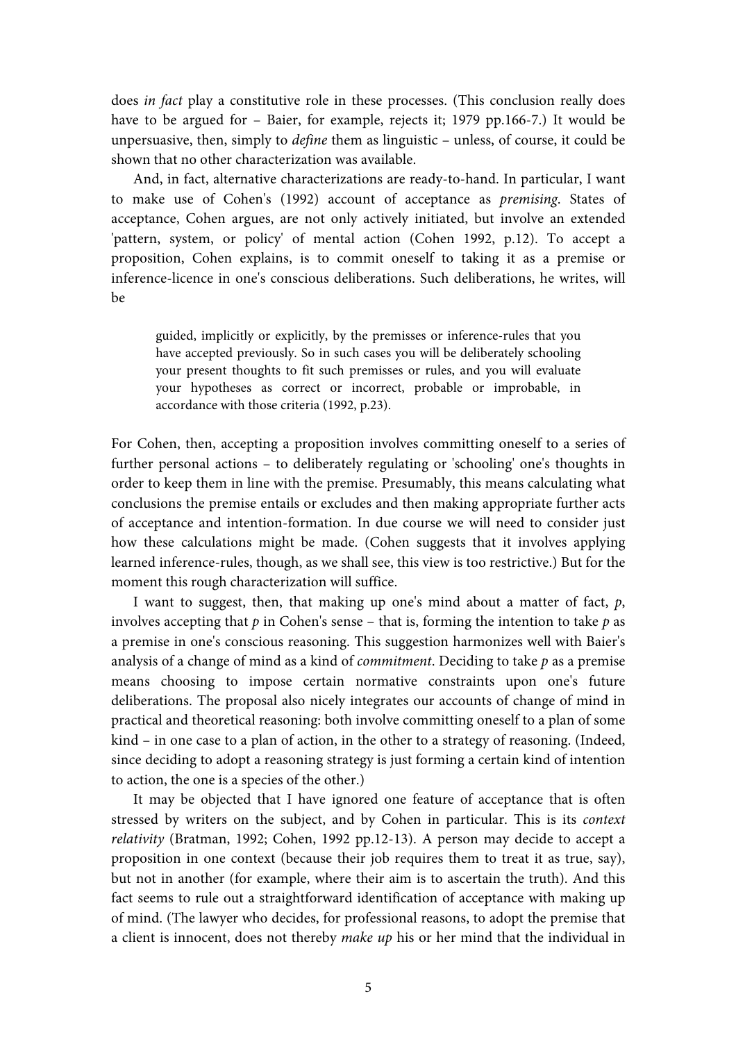does *in fact* play a constitutive role in these processes. (This conclusion really does have to be argued for – Baier, for example, rejects it; 1979 pp.166-7.) It would be unpersuasive, then, simply to *define* them as linguistic – unless, of course, it could be shown that no other characterization was available.

And, in fact, alternative characterizations are ready-to-hand. In particular, I want to make use of Cohen's (1992) account of acceptance as *premising*. States of acceptance, Cohen argues, are not only actively initiated, but involve an extended 'pattern, system, or policy' of mental action (Cohen 1992, p.12). To accept a proposition, Cohen explains, is to commit oneself to taking it as a premise or inference-licence in one's conscious deliberations. Such deliberations, he writes, will be

> guided, implicitly or explicitly, by the premisses or inference-rules that you have accepted previously. So in such cases you will be deliberately schooling your present thoughts to fit such premisses or rules, and you will evaluate your hypotheses as correct or incorrect, probable or improbable, in accordance with those criteria (1992, p.23).

For Cohen, then, accepting a proposition involves committing oneself to a series of further personal actions – to deliberately regulating or 'schooling' one's thoughts in order to keep them in line with the premise. Presumably, this means calculating what conclusions the premise entails or excludes and then making appropriate further acts of acceptance and intention-formation. In due course we will need to consider just how these calculations might be made. (Cohen suggests that it involves applying learned inference-rules, though, as we shall see, this view is too restrictive.) But for the moment this rough characterization will suffice.

I want to suggest, then, that making up one's mind about a matter of fact, *p*, involves accepting that *p* in Cohen's sense – that is, forming the intention to take *p* as a premise in one's conscious reasoning. This suggestion harmonizes well with Baier's analysis of a change of mind as a kind of *commitment*. Deciding to take *p* as a premise means choosing to impose certain normative constraints upon one's future deliberations. The proposal also nicely integrates our accounts of change of mind in practical and theoretical reasoning: both involve committing oneself to a plan of some kind – in one case to a plan of action, in the other to a strategy of reasoning. (Indeed, since deciding to adopt a reasoning strategy is just forming a certain kind of intention to action, the one is a species of the other.)

It may be objected that I have ignored one feature of acceptance that is often stressed by writers on the subject, and by Cohen in particular. This is its *context relativity* (Bratman, 1992; Cohen, 1992 pp.12-13). A person may decide to accept a proposition in one context (because their job requires them to treat it as true, say), but not in another (for example, where their aim is to ascertain the truth). And this fact seems to rule out a straightforward identification of acceptance with making up of mind. (The lawyer who decides, for professional reasons, to adopt the premise that a client is innocent, does not thereby *make up* his or her mind that the individual in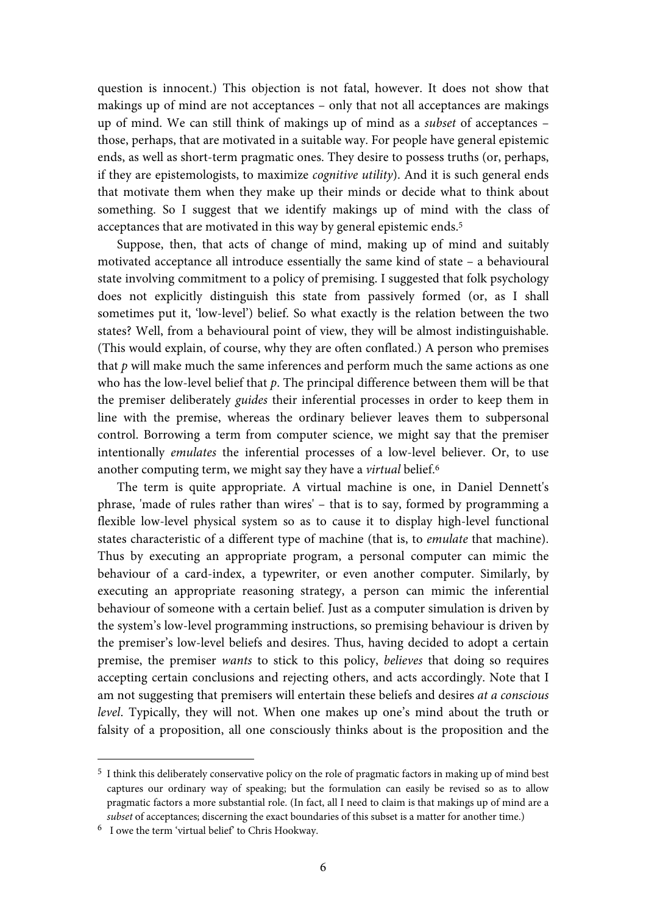question is innocent.) This objection is not fatal, however. It does not show that makings up of mind are not acceptances – only that not all acceptances are makings up of mind. We can still think of makings up of mind as a *subset* of acceptances – those, perhaps, that are motivated in a suitable way. For people have general epistemic ends, as well as short-term pragmatic ones. They desire to possess truths (or, perhaps, if they are epistemologists, to maximize *cognitive utility*). And it is such general ends that motivate them when they make up their minds or decide what to think about something. So I suggest that we identify makings up of mind with the class of acceptances that are motivated in this way by general epistemic ends.[5]

Suppose, then, that acts of change of mind, making up of mind and suitably motivated acceptance all introduce essentially the same kind of state – a behavioural state involving commitment to a policy of premising. I suggested that folk psychology does not explicitly distinguish this state from passively formed (or, as I shall sometimes put it, 'low-level') belief. So what exactly is the relation between the two states? Well, from a behavioural point of view, they will be almost indistinguishable. (This would explain, of course, why they are often conflated.) A person who premises that *p* will make much the same inferences and perform much the same actions as one who has the low-level belief that *p*. The principal difference between them will be that the premiser deliberately *guides* their inferential processes in order to keep them in line with the premise, whereas the ordinary believer leaves them to subpersonal control. Borrowing a term from computer science, we might say that the premiser intentionally *emulates* the inferential processes of a low-level believer. Or, to use another computing term, we might say they have a *virtual* belief.[6]

The term is quite appropriate. A virtual machine is one, in Daniel Dennett's phrase, 'made of rules rather than wires' – that is to say, formed by programming a flexible low-level physical system so as to cause it to display high-level functional states characteristic of a different type of machine (that is, to *emulate* that machine). Thus by executing an appropriate program, a personal computer can mimic the behaviour of a card-index, a typewriter, or even another computer. Similarly, by executing an appropriate reasoning strategy, a person can mimic the inferential behaviour of someone with a certain belief. Just as a computer simulation is driven by the system's low-level programming instructions, so premising behaviour is driven by the premiser's low-level beliefs and desires. Thus, having decided to adopt a certain premise, the premiser *wants* to stick to this policy, *believes* that doing so requires accepting certain conclusions and rejecting others, and acts accordingly. Note that I am not suggesting that premisers will entertain these beliefs and desires *at a conscious level*. Typically, they will not. When one makes up one's mind about the truth or falsity of a proposition, all one consciously thinks about is the proposition and the

---

[5] I think this deliberately conservative policy on the role of pragmatic factors in making up of mind best captures our ordinary way of speaking; but the formulation can easily be revised so as to allow pragmatic factors a more substantial role. (In fact, all I need to claim is that makings up of mind are a *subset* of acceptances; discerning the exact boundaries of this subset is a matter for another time.)

[6] I owe the term 'virtual belief' to Chris Hookway.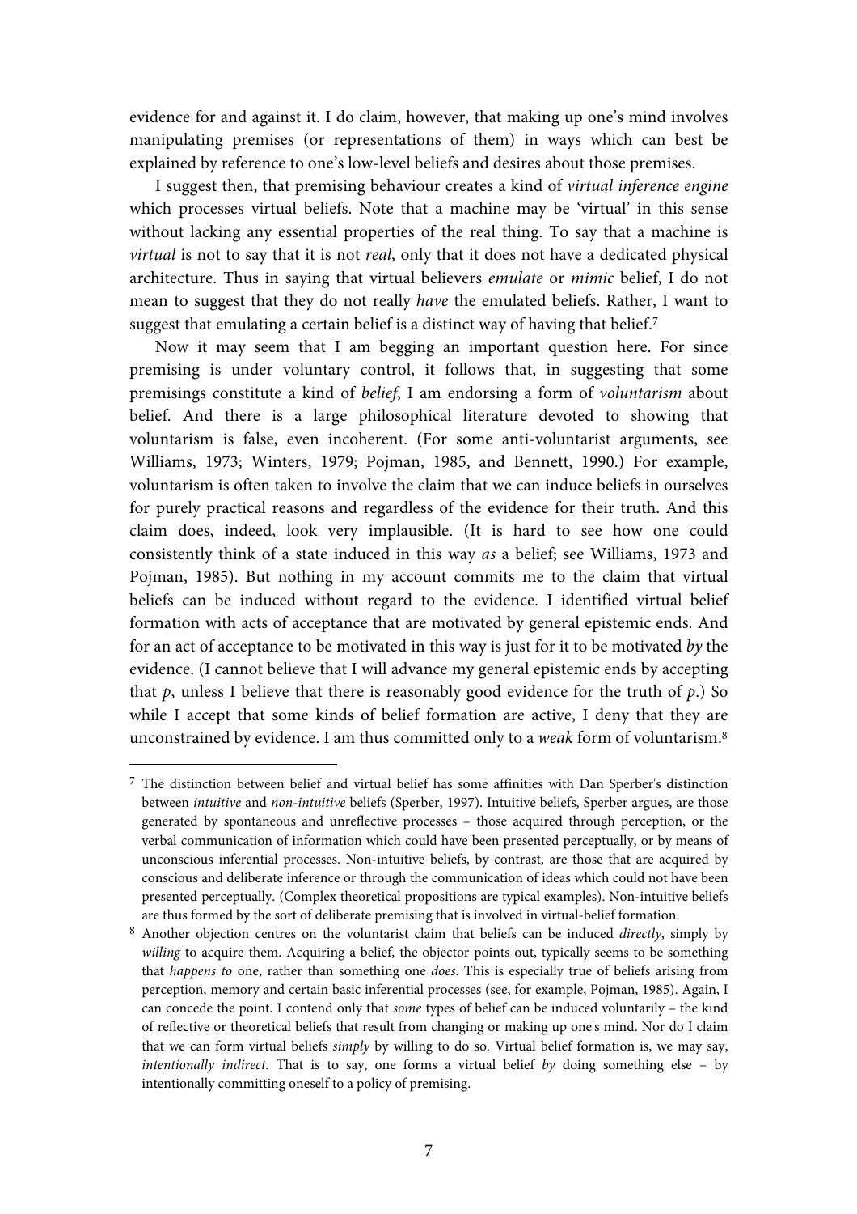evidence for and against it. I do claim, however, that making up one's mind involves manipulating premises (or representations of them) in ways which can best be explained by reference to one's low-level beliefs and desires about those premises.

I suggest then, that premising behaviour creates a kind of *virtual inference engine* which processes virtual beliefs. Note that a machine may be 'virtual' in this sense without lacking any essential properties of the real thing. To say that a machine is *virtual* is not to say that it is not *real*, only that it does not have a dedicated physical architecture. Thus in saying that virtual believers *emulate* or *mimic* belief, I do not mean to suggest that they do not really *have* the emulated beliefs. Rather, I want to suggest that emulating a certain belief is a distinct way of having that belief.[7]

Now it may seem that I am begging an important question here. For since premising is under voluntary control, it follows that, in suggesting that some premisings constitute a kind of *belief*, I am endorsing a form of *voluntarism* about belief. And there is a large philosophical literature devoted to showing that voluntarism is false, even incoherent. (For some anti-voluntarist arguments, see Williams, 1973; Winters, 1979; Pojman, 1985, and Bennett, 1990.) For example, voluntarism is often taken to involve the claim that we can induce beliefs in ourselves for purely practical reasons and regardless of the evidence for their truth. And this claim does, indeed, look very implausible. (It is hard to see how one could consistently think of a state induced in this way *as* a belief; see Williams, 1973 and Pojman, 1985). But nothing in my account commits me to the claim that virtual beliefs can be induced without regard to the evidence. I identified virtual belief formation with acts of acceptance that are motivated by general epistemic ends. And for an act of acceptance to be motivated in this way is just for it to be motivated *by* the evidence. (I cannot believe that I will advance my general epistemic ends by accepting that *p*, unless I believe that there is reasonably good evidence for the truth of *p*.) So while I accept that some kinds of belief formation are active, I deny that they are unconstrained by evidence. I am thus committed only to a *weak* form of voluntarism.[8]

---

[7] The distinction between belief and virtual belief has some affinities with Dan Sperber's distinction between *intuitive* and *non-intuitive* beliefs (Sperber, 1997). Intuitive beliefs, Sperber argues, are those generated by spontaneous and unreflective processes – those acquired through perception, or the verbal communication of information which could have been presented perceptually, or by means of unconscious inferential processes. Non-intuitive beliefs, by contrast, are those that are acquired by conscious and deliberate inference or through the communication of ideas which could not have been presented perceptually. (Complex theoretical propositions are typical examples). Non-intuitive beliefs are thus formed by the sort of deliberate premising that is involved in virtual-belief formation.

[8] Another objection centres on the voluntarist claim that beliefs can be induced *directly*, simply by *willing* to acquire them. Acquiring a belief, the objector points out, typically seems to be something that *happens to* one, rather than something one *does*. This is especially true of beliefs arising from perception, memory and certain basic inferential processes (see, for example, Pojman, 1985). Again, I can concede the point. I contend only that *some* types of belief can be induced voluntarily – the kind of reflective or theoretical beliefs that result from changing or making up one's mind. Nor do I claim that we can form virtual beliefs *simply* by willing to do so. Virtual belief formation is, we may say, *intentionally indirect*. That is to say, one forms a virtual belief *by* doing something else – by intentionally committing oneself to a policy of premising.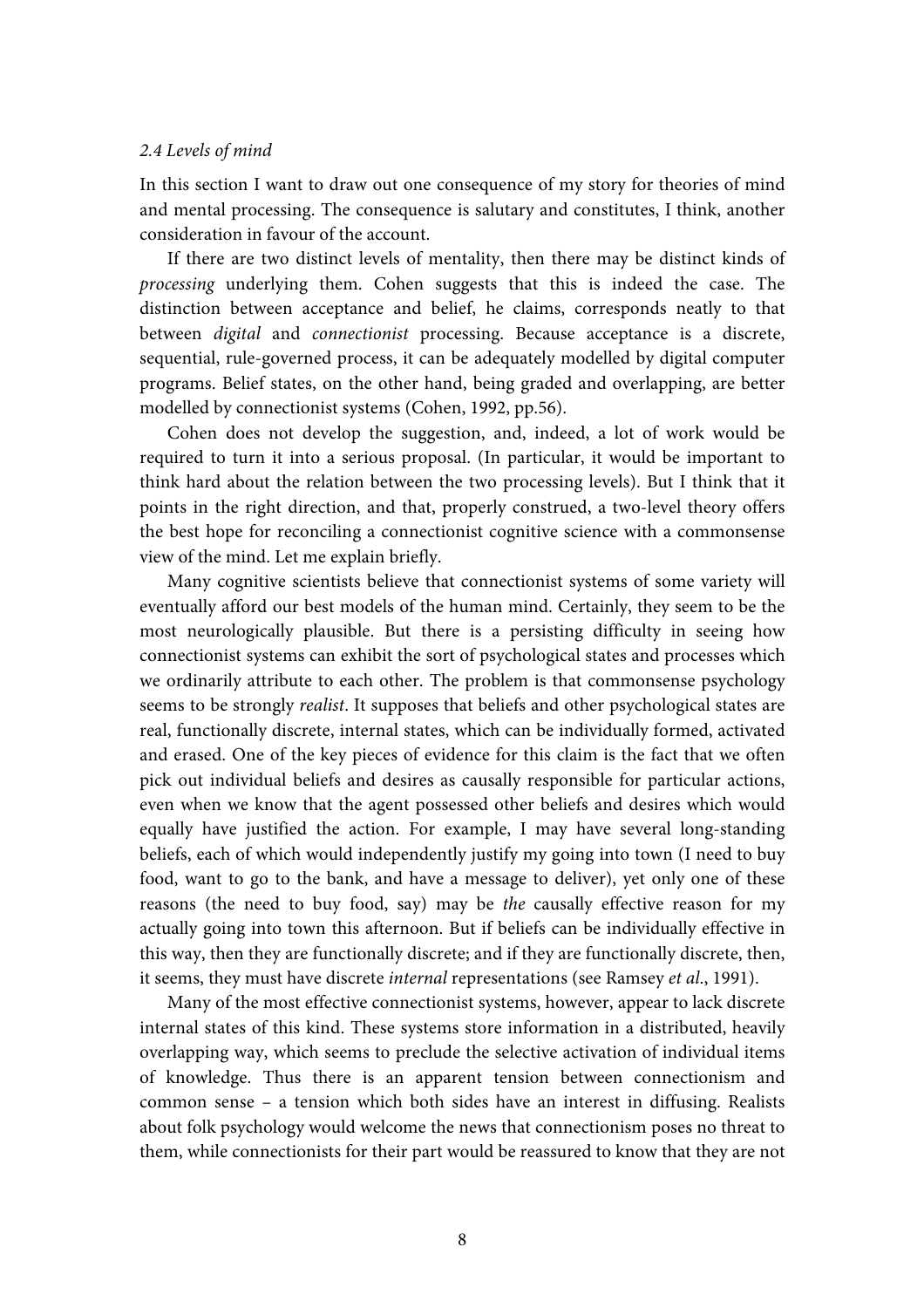*2.4 Levels of mind*

In this section I want to draw out one consequence of my story for theories of mind and mental processing. The consequence is salutary and constitutes, I think, another consideration in favour of the account.

If there are two distinct levels of mentality, then there may be distinct kinds of *processing* underlying them. Cohen suggests that this is indeed the case. The distinction between acceptance and belief, he claims, corresponds neatly to that between *digital* and *connectionist* processing. Because acceptance is a discrete, sequential, rule-governed process, it can be adequately modelled by digital computer programs. Belief states, on the other hand, being graded and overlapping, are better modelled by connectionist systems (Cohen, 1992, pp.56).

Cohen does not develop the suggestion, and, indeed, a lot of work would be required to turn it into a serious proposal. (In particular, it would be important to think hard about the relation between the two processing levels). But I think that it points in the right direction, and that, properly construed, a two-level theory offers the best hope for reconciling a connectionist cognitive science with a commonsense view of the mind. Let me explain briefly.

Many cognitive scientists believe that connectionist systems of some variety will eventually afford our best models of the human mind. Certainly, they seem to be the most neurologically plausible. But there is a persisting difficulty in seeing how connectionist systems can exhibit the sort of psychological states and processes which we ordinarily attribute to each other. The problem is that commonsense psychology seems to be strongly *realist*. It supposes that beliefs and other psychological states are real, functionally discrete, internal states, which can be individually formed, activated and erased. One of the key pieces of evidence for this claim is the fact that we often pick out individual beliefs and desires as causally responsible for particular actions, even when we know that the agent possessed other beliefs and desires which would equally have justified the action. For example, I may have several long-standing beliefs, each of which would independently justify my going into town (I need to buy food, want to go to the bank, and have a message to deliver), yet only one of these reasons (the need to buy food, say) may be *the* causally effective reason for my actually going into town this afternoon. But if beliefs can be individually effective in this way, then they are functionally discrete; and if they are functionally discrete, then, it seems, they must have discrete *internal* representations (see Ramsey *et al*., 1991).

Many of the most effective connectionist systems, however, appear to lack discrete internal states of this kind. These systems store information in a distributed, heavily overlapping way, which seems to preclude the selective activation of individual items of knowledge. Thus there is an apparent tension between connectionism and common sense – a tension which both sides have an interest in diffusing. Realists about folk psychology would welcome the news that connectionism poses no threat to them, while connectionists for their part would be reassured to know that they are not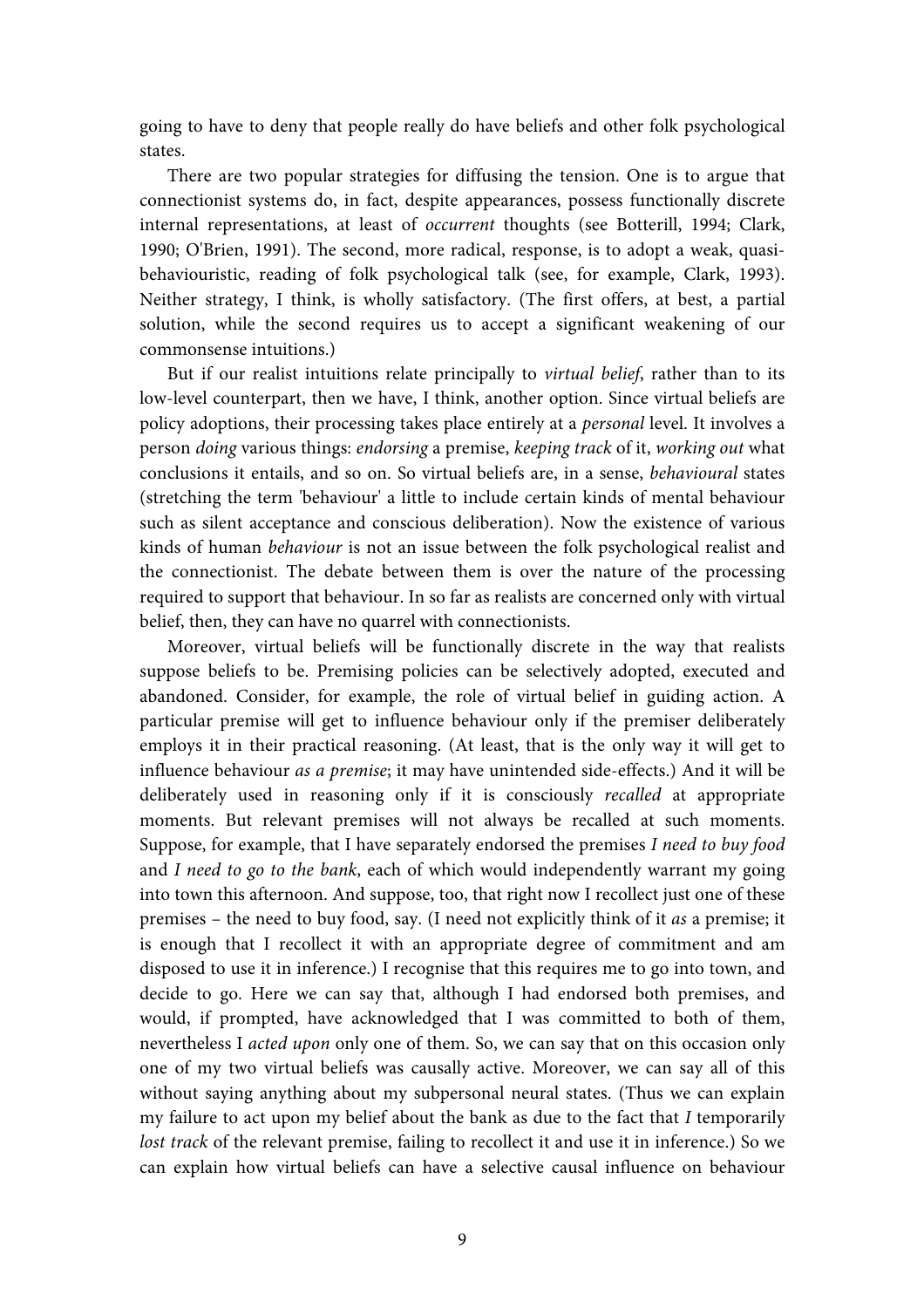going to have to deny that people really do have beliefs and other folk psychological states.

There are two popular strategies for diffusing the tension. One is to argue that connectionist systems do, in fact, despite appearances, possess functionally discrete internal representations, at least of *occurrent* thoughts (see Botterill, 1994; Clark, 1990; O'Brien, 1991). The second, more radical, response, is to adopt a weak, quasi-behaviouristic, reading of folk psychological talk (see, for example, Clark, 1993). Neither strategy, I think, is wholly satisfactory. (The first offers, at best, a partial solution, while the second requires us to accept a significant weakening of our commonsense intuitions.)

But if our realist intuitions relate principally to *virtual belief*, rather than to its low-level counterpart, then we have, I think, another option. Since virtual beliefs are policy adoptions, their processing takes place entirely at a *personal* level. It involves a person *doing* various things: *endorsing* a premise, *keeping track* of it, *working out* what conclusions it entails, and so on. So virtual beliefs are, in a sense, *behavioural* states (stretching the term 'behaviour' a little to include certain kinds of mental behaviour such as silent acceptance and conscious deliberation). Now the existence of various kinds of human *behaviour* is not an issue between the folk psychological realist and the connectionist. The debate between them is over the nature of the processing required to support that behaviour. In so far as realists are concerned only with virtual belief, then, they can have no quarrel with connectionists.

Moreover, virtual beliefs will be functionally discrete in the way that realists suppose beliefs to be. Premising policies can be selectively adopted, executed and abandoned. Consider, for example, the role of virtual belief in guiding action. A particular premise will get to influence behaviour only if the premiser deliberately employs it in their practical reasoning. (At least, that is the only way it will get to influence behaviour *as a premise*; it may have unintended side-effects.) And it will be deliberately used in reasoning only if it is consciously *recalled* at appropriate moments. But relevant premises will not always be recalled at such moments. Suppose, for example, that I have separately endorsed the premises *I need to buy food* and *I need to go to the bank*, each of which would independently warrant my going into town this afternoon. And suppose, too, that right now I recollect just one of these premises – the need to buy food, say. (I need not explicitly think of it *as* a premise; it is enough that I recollect it with an appropriate degree of commitment and am disposed to use it in inference.) I recognise that this requires me to go into town, and decide to go. Here we can say that, although I had endorsed both premises, and would, if prompted, have acknowledged that I was committed to both of them, nevertheless I *acted upon* only one of them. So, we can say that on this occasion only one of my two virtual beliefs was causally active. Moreover, we can say all of this without saying anything about my subpersonal neural states. (Thus we can explain my failure to act upon my belief about the bank as due to the fact that *I* temporarily *lost track* of the relevant premise, failing to recollect it and use it in inference.) So we can explain how virtual beliefs can have a selective causal influence on behaviour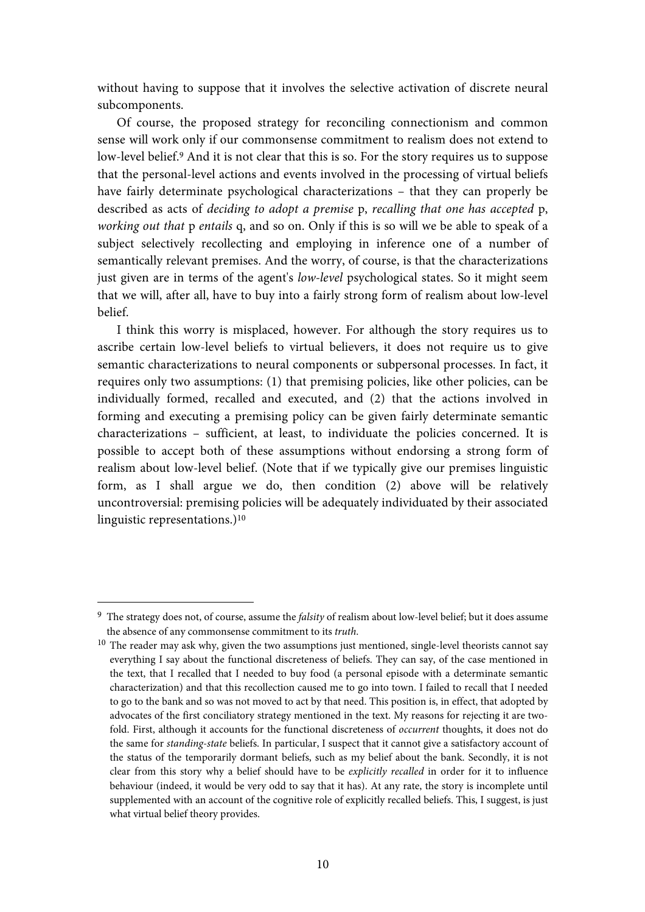without having to suppose that it involves the selective activation of discrete neural subcomponents.

Of course, the proposed strategy for reconciling connectionism and common sense will work only if our commonsense commitment to realism does not extend to low-level belief.[9] And it is not clear that this is so. For the story requires us to suppose that the personal-level actions and events involved in the processing of virtual beliefs have fairly determinate psychological characterizations – that they can properly be described as acts of *deciding to adopt a premise* p, *recalling that one has accepted* p, *working out that* p *entails* q, and so on. Only if this is so will we be able to speak of a subject selectively recollecting and employing in inference one of a number of semantically relevant premises. And the worry, of course, is that the characterizations just given are in terms of the agent's *low-level* psychological states. So it might seem that we will, after all, have to buy into a fairly strong form of realism about low-level belief.

I think this worry is misplaced, however. For although the story requires us to ascribe certain low-level beliefs to virtual believers, it does not require us to give semantic characterizations to neural components or subpersonal processes. In fact, it requires only two assumptions: (1) that premising policies, like other policies, can be individually formed, recalled and executed, and (2) that the actions involved in forming and executing a premising policy can be given fairly determinate semantic characterizations – sufficient, at least, to individuate the policies concerned. It is possible to accept both of these assumptions without endorsing a strong form of realism about low-level belief. (Note that if we typically give our premises linguistic form, as I shall argue we do, then condition (2) above will be relatively uncontroversial: premising policies will be adequately individuated by their associated linguistic representations.)[10]

---

[9] The strategy does not, of course, assume the *falsity* of realism about low-level belief; but it does assume the absence of any commonsense commitment to its *truth*.

[10] The reader may ask why, given the two assumptions just mentioned, single-level theorists cannot say everything I say about the functional discreteness of beliefs. They can say, of the case mentioned in the text, that I recalled that I needed to buy food (a personal episode with a determinate semantic characterization) and that this recollection caused me to go into town. I failed to recall that I needed to go to the bank and so was not moved to act by that need. This position is, in effect, that adopted by advocates of the first conciliatory strategy mentioned in the text. My reasons for rejecting it are two-fold. First, although it accounts for the functional discreteness of *occurrent* thoughts, it does not do the same for *standing-state* beliefs. In particular, I suspect that it cannot give a satisfactory account of the status of the temporarily dormant beliefs, such as my belief about the bank. Secondly, it is not clear from this story why a belief should have to be *explicitly recalled* in order for it to influence behaviour (indeed, it would be very odd to say that it has). At any rate, the story is incomplete until supplemented with an account of the cognitive role of explicitly recalled beliefs. This, I suggest, is just what virtual belief theory provides.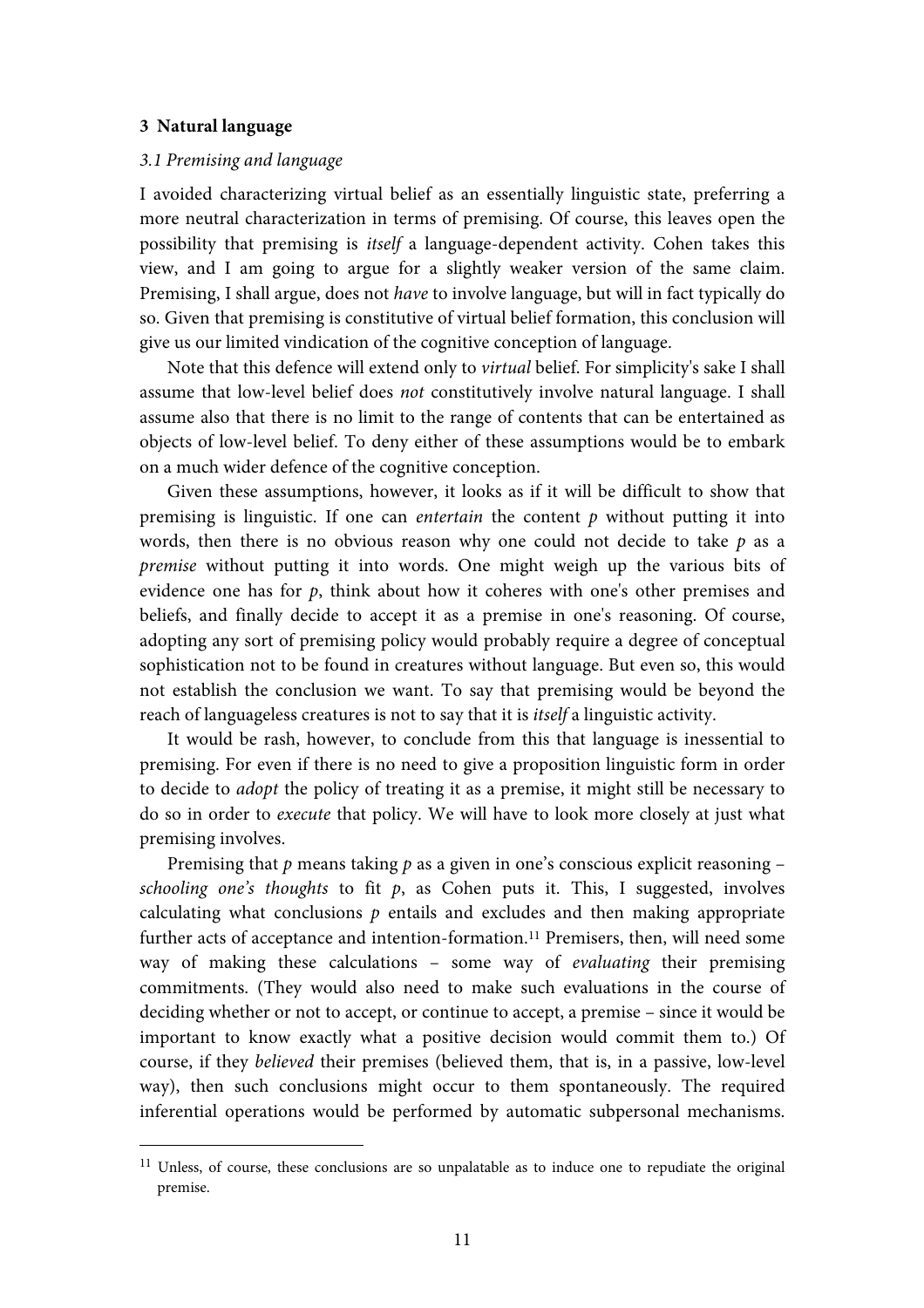## 3 Natural language

### *3.1 Premising and language*

I avoided characterizing virtual belief as an essentially linguistic state, preferring a more neutral characterization in terms of premising. Of course, this leaves open the possibility that premising is *itself* a language-dependent activity. Cohen takes this view, and I am going to argue for a slightly weaker version of the same claim. Premising, I shall argue, does not *have* to involve language, but will in fact typically do so. Given that premising is constitutive of virtual belief formation, this conclusion will give us our limited vindication of the cognitive conception of language.

Note that this defence will extend only to *virtual* belief. For simplicity's sake I shall assume that low-level belief does *not* constitutively involve natural language. I shall assume also that there is no limit to the range of contents that can be entertained as objects of low-level belief. To deny either of these assumptions would be to embark on a much wider defence of the cognitive conception.

Given these assumptions, however, it looks as if it will be difficult to show that premising is linguistic. If one can *entertain* the content *p* without putting it into words, then there is no obvious reason why one could not decide to take *p* as a *premise* without putting it into words. One might weigh up the various bits of evidence one has for *p*, think about how it coheres with one's other premises and beliefs, and finally decide to accept it as a premise in one's reasoning. Of course, adopting any sort of premising policy would probably require a degree of conceptual sophistication not to be found in creatures without language. But even so, this would not establish the conclusion we want. To say that premising would be beyond the reach of languageless creatures is not to say that it is *itself* a linguistic activity.

It would be rash, however, to conclude from this that language is inessential to premising. For even if there is no need to give a proposition linguistic form in order to decide to *adopt* the policy of treating it as a premise, it might still be necessary to do so in order to *execute* that policy. We will have to look more closely at just what premising involves.

Premising that *p* means taking *p* as a given in one's conscious explicit reasoning – *schooling one's thoughts* to fit *p*, as Cohen puts it. This, I suggested, involves calculating what conclusions *p* entails and excludes and then making appropriate further acts of acceptance and intention-formation.[11] Premisers, then, will need some way of making these calculations – some way of *evaluating* their premising commitments. (They would also need to make such evaluations in the course of deciding whether or not to accept, or continue to accept, a premise – since it would be important to know exactly what a positive decision would commit them to.) Of course, if they *believed* their premises (believed them, that is, in a passive, low-level way), then such conclusions might occur to them spontaneously. The required inferential operations would be performed by automatic subpersonal mechanisms.

[11] Unless, of course, these conclusions are so unpalatable as to induce one to repudiate the original premise.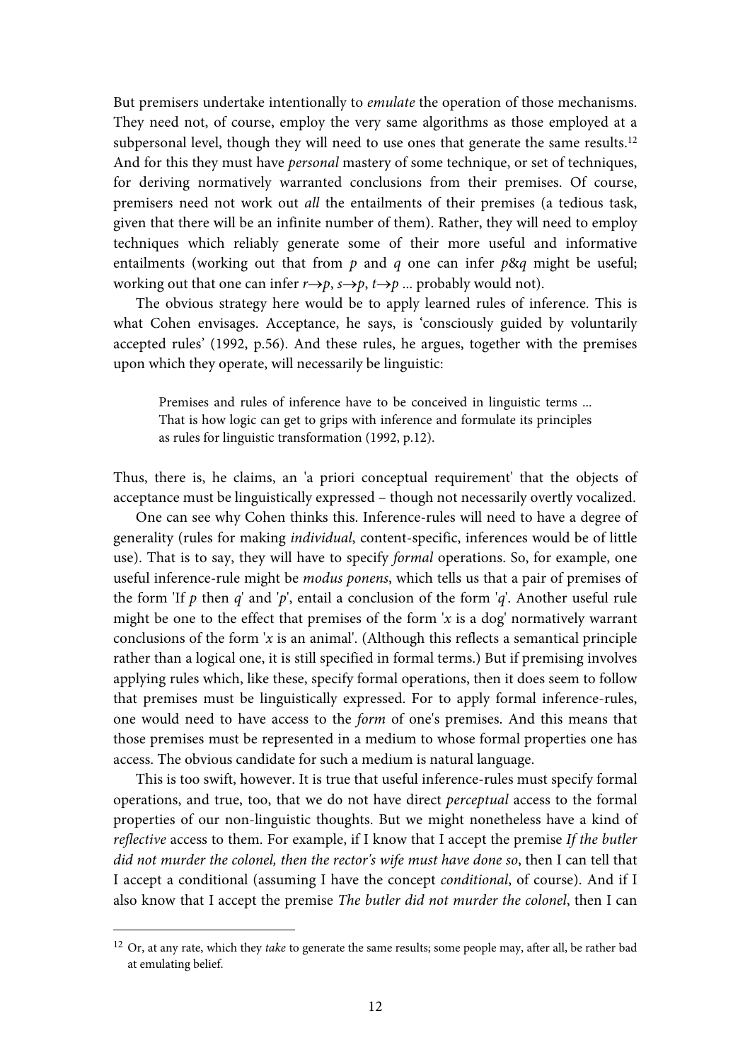But premisers undertake intentionally to *emulate* the operation of those mechanisms. They need not, of course, employ the very same algorithms as those employed at a subpersonal level, though they will need to use ones that generate the same results.[12] And for this they must have *personal* mastery of some technique, or set of techniques, for deriving normatively warranted conclusions from their premises. Of course, premisers need not work out *all* the entailments of their premises (a tedious task, given that there will be an infinite number of them). Rather, they will need to employ techniques which reliably generate some of their more useful and informative entailments (working out that from $p$ and $q$ one can infer $p\&q$ might be useful; working out that one can infer $r\rightarrow p$, $s\rightarrow p$, $t\rightarrow p$ ... probably would not).

The obvious strategy here would be to apply learned rules of inference. This is what Cohen envisages. Acceptance, he says, is 'consciously guided by voluntarily accepted rules' (1992, p.56). And these rules, he argues, together with the premises upon which they operate, will necessarily be linguistic:

> Premises and rules of inference have to be conceived in linguistic terms ... That is how logic can get to grips with inference and formulate its principles as rules for linguistic transformation (1992, p.12).

Thus, there is, he claims, an 'a priori conceptual requirement' that the objects of acceptance must be linguistically expressed – though not necessarily overtly vocalized.

One can see why Cohen thinks this. Inference-rules will need to have a degree of generality (rules for making *individual*, content-specific, inferences would be of little use). That is to say, they will have to specify *formal* operations. So, for example, one useful inference-rule might be *modus ponens*, which tells us that a pair of premises of the form 'If $p$ then $q$' and '$p$', entail a conclusion of the form '$q$'. Another useful rule might be one to the effect that premises of the form '$x$ is a dog' normatively warrant conclusions of the form '$x$ is an animal'. (Although this reflects a semantical principle rather than a logical one, it is still specified in formal terms.) But if premising involves applying rules which, like these, specify formal operations, then it does seem to follow that premises must be linguistically expressed. For to apply formal inference-rules, one would need to have access to the *form* of one's premises. And this means that those premises must be represented in a medium to whose formal properties one has access. The obvious candidate for such a medium is natural language.

This is too swift, however. It is true that useful inference-rules must specify formal operations, and true, too, that we do not have direct *perceptual* access to the formal properties of our non-linguistic thoughts. But we might nonetheless have a kind of *reflective* access to them. For example, if I know that I accept the premise *If the butler did not murder the colonel, then the rector's wife must have done so*, then I can tell that I accept a conditional (assuming I have the concept *conditional*, of course). And if I also know that I accept the premise *The butler did not murder the colonel*, then I can

---

[12] Or, at any rate, which they *take* to generate the same results; some people may, after all, be rather bad at emulating belief.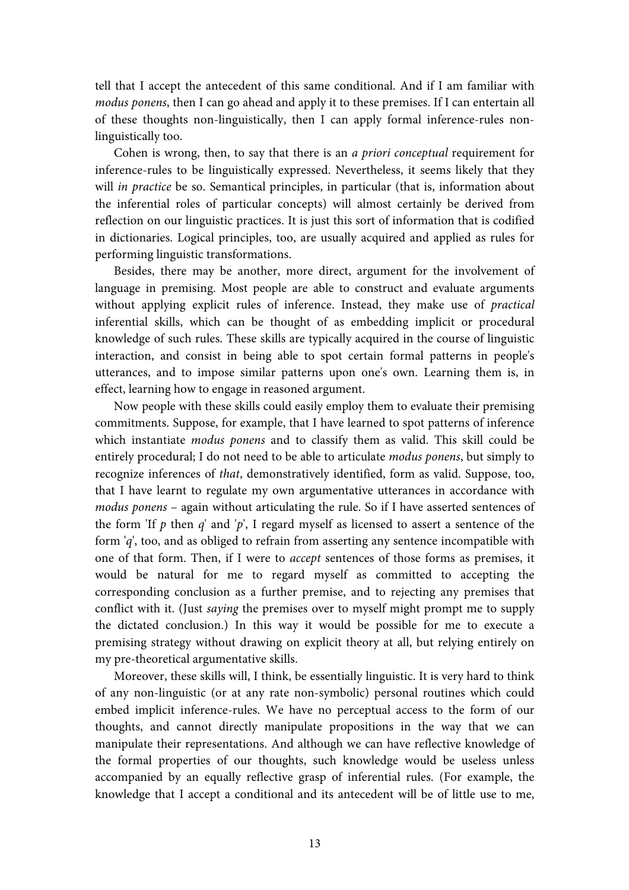tell that I accept the antecedent of this same conditional. And if I am familiar with *modus ponens*, then I can go ahead and apply it to these premises. If I can entertain all of these thoughts non-linguistically, then I can apply formal inference-rules non-linguistically too.

Cohen is wrong, then, to say that there is an *a priori conceptual* requirement for inference-rules to be linguistically expressed. Nevertheless, it seems likely that they will *in practice* be so. Semantical principles, in particular (that is, information about the inferential roles of particular concepts) will almost certainly be derived from reflection on our linguistic practices. It is just this sort of information that is codified in dictionaries. Logical principles, too, are usually acquired and applied as rules for performing linguistic transformations.

Besides, there may be another, more direct, argument for the involvement of language in premising. Most people are able to construct and evaluate arguments without applying explicit rules of inference. Instead, they make use of *practical* inferential skills, which can be thought of as embedding implicit or procedural knowledge of such rules. These skills are typically acquired in the course of linguistic interaction, and consist in being able to spot certain formal patterns in people's utterances, and to impose similar patterns upon one's own. Learning them is, in effect, learning how to engage in reasoned argument.

Now people with these skills could easily employ them to evaluate their premising commitments. Suppose, for example, that I have learned to spot patterns of inference which instantiate *modus ponens* and to classify them as valid. This skill could be entirely procedural; I do not need to be able to articulate *modus ponens*, but simply to recognize inferences of *that*, demonstratively identified, form as valid. Suppose, too, that I have learnt to regulate my own argumentative utterances in accordance with *modus ponens* – again without articulating the rule. So if I have asserted sentences of the form 'If *p* then *q*' and '*p*', I regard myself as licensed to assert a sentence of the form '*q*', too, and as obliged to refrain from asserting any sentence incompatible with one of that form. Then, if I were to *accept* sentences of those forms as premises, it would be natural for me to regard myself as committed to accepting the corresponding conclusion as a further premise, and to rejecting any premises that conflict with it. (Just *saying* the premises over to myself might prompt me to supply the dictated conclusion.) In this way it would be possible for me to execute a premising strategy without drawing on explicit theory at all, but relying entirely on my pre-theoretical argumentative skills.

Moreover, these skills will, I think, be essentially linguistic. It is very hard to think of any non-linguistic (or at any rate non-symbolic) personal routines which could embed implicit inference-rules. We have no perceptual access to the form of our thoughts, and cannot directly manipulate propositions in the way that we can manipulate their representations. And although we can have reflective knowledge of the formal properties of our thoughts, such knowledge would be useless unless accompanied by an equally reflective grasp of inferential rules. (For example, the knowledge that I accept a conditional and its antecedent will be of little use to me,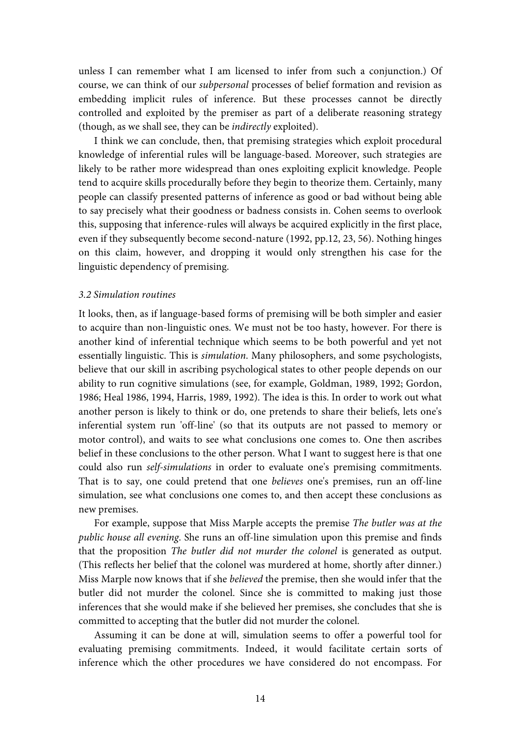unless I can remember what I am licensed to infer from such a conjunction.) Of course, we can think of our *subpersonal* processes of belief formation and revision as embedding implicit rules of inference. But these processes cannot be directly controlled and exploited by the premiser as part of a deliberate reasoning strategy (though, as we shall see, they can be *indirectly* exploited).

I think we can conclude, then, that premising strategies which exploit procedural knowledge of inferential rules will be language-based. Moreover, such strategies are likely to be rather more widespread than ones exploiting explicit knowledge. People tend to acquire skills procedurally before they begin to theorize them. Certainly, many people can classify presented patterns of inference as good or bad without being able to say precisely what their goodness or badness consists in. Cohen seems to overlook this, supposing that inference-rules will always be acquired explicitly in the first place, even if they subsequently become second-nature (1992, pp.12, 23, 56). Nothing hinges on this claim, however, and dropping it would only strengthen his case for the linguistic dependency of premising.

### *3.2 Simulation routines*

It looks, then, as if language-based forms of premising will be both simpler and easier to acquire than non-linguistic ones. We must not be too hasty, however. For there is another kind of inferential technique which seems to be both powerful and yet not essentially linguistic. This is *simulation*. Many philosophers, and some psychologists, believe that our skill in ascribing psychological states to other people depends on our ability to run cognitive simulations (see, for example, Goldman, 1989, 1992; Gordon, 1986; Heal 1986, 1994, Harris, 1989, 1992). The idea is this. In order to work out what another person is likely to think or do, one pretends to share their beliefs, lets one's inferential system run 'off-line' (so that its outputs are not passed to memory or motor control), and waits to see what conclusions one comes to. One then ascribes belief in these conclusions to the other person. What I want to suggest here is that one could also run *self-simulations* in order to evaluate one's premising commitments. That is to say, one could pretend that one *believes* one's premises, run an off-line simulation, see what conclusions one comes to, and then accept these conclusions as new premises.

For example, suppose that Miss Marple accepts the premise *The butler was at the public house all evening*. She runs an off-line simulation upon this premise and finds that the proposition *The butler did not murder the colonel* is generated as output. (This reflects her belief that the colonel was murdered at home, shortly after dinner.) Miss Marple now knows that if she *believed* the premise, then she would infer that the butler did not murder the colonel. Since she is committed to making just those inferences that she would make if she believed her premises, she concludes that she is committed to accepting that the butler did not murder the colonel.

Assuming it can be done at will, simulation seems to offer a powerful tool for evaluating premising commitments. Indeed, it would facilitate certain sorts of inference which the other procedures we have considered do not encompass. For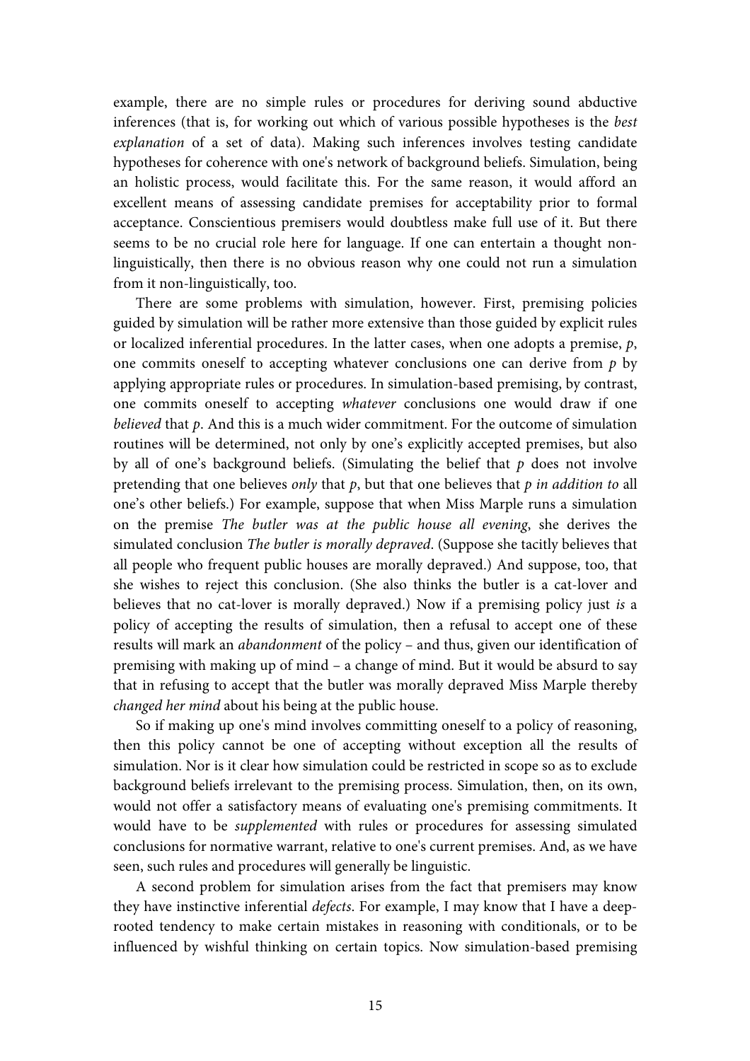example, there are no simple rules or procedures for deriving sound abductive inferences (that is, for working out which of various possible hypotheses is the *best explanation* of a set of data). Making such inferences involves testing candidate hypotheses for coherence with one's network of background beliefs. Simulation, being an holistic process, would facilitate this. For the same reason, it would afford an excellent means of assessing candidate premises for acceptability prior to formal acceptance. Conscientious premisers would doubtless make full use of it. But there seems to be no crucial role here for language. If one can entertain a thought non-linguistically, then there is no obvious reason why one could not run a simulation from it non-linguistically, too.

There are some problems with simulation, however. First, premising policies guided by simulation will be rather more extensive than those guided by explicit rules or localized inferential procedures. In the latter cases, when one adopts a premise, *p*, one commits oneself to accepting whatever conclusions one can derive from *p* by applying appropriate rules or procedures. In simulation-based premising, by contrast, one commits oneself to accepting *whatever* conclusions one would draw if one *believed* that *p*. And this is a much wider commitment. For the outcome of simulation routines will be determined, not only by one's explicitly accepted premises, but also by all of one's background beliefs. (Simulating the belief that *p* does not involve pretending that one believes *only* that *p*, but that one believes that *p in addition to* all one's other beliefs.) For example, suppose that when Miss Marple runs a simulation on the premise *The butler was at the public house all evening*, she derives the simulated conclusion *The butler is morally depraved*. (Suppose she tacitly believes that all people who frequent public houses are morally depraved.) And suppose, too, that she wishes to reject this conclusion. (She also thinks the butler is a cat-lover and believes that no cat-lover is morally depraved.) Now if a premising policy just *is* a policy of accepting the results of simulation, then a refusal to accept one of these results will mark an *abandonment* of the policy – and thus, given our identification of premising with making up of mind – a change of mind. But it would be absurd to say that in refusing to accept that the butler was morally depraved Miss Marple thereby *changed her mind* about his being at the public house.

So if making up one's mind involves committing oneself to a policy of reasoning, then this policy cannot be one of accepting without exception all the results of simulation. Nor is it clear how simulation could be restricted in scope so as to exclude background beliefs irrelevant to the premising process. Simulation, then, on its own, would not offer a satisfactory means of evaluating one's premising commitments. It would have to be *supplemented* with rules or procedures for assessing simulated conclusions for normative warrant, relative to one's current premises. And, as we have seen, such rules and procedures will generally be linguistic.

A second problem for simulation arises from the fact that premisers may know they have instinctive inferential *defects*. For example, I may know that I have a deep-rooted tendency to make certain mistakes in reasoning with conditionals, or to be influenced by wishful thinking on certain topics. Now simulation-based premising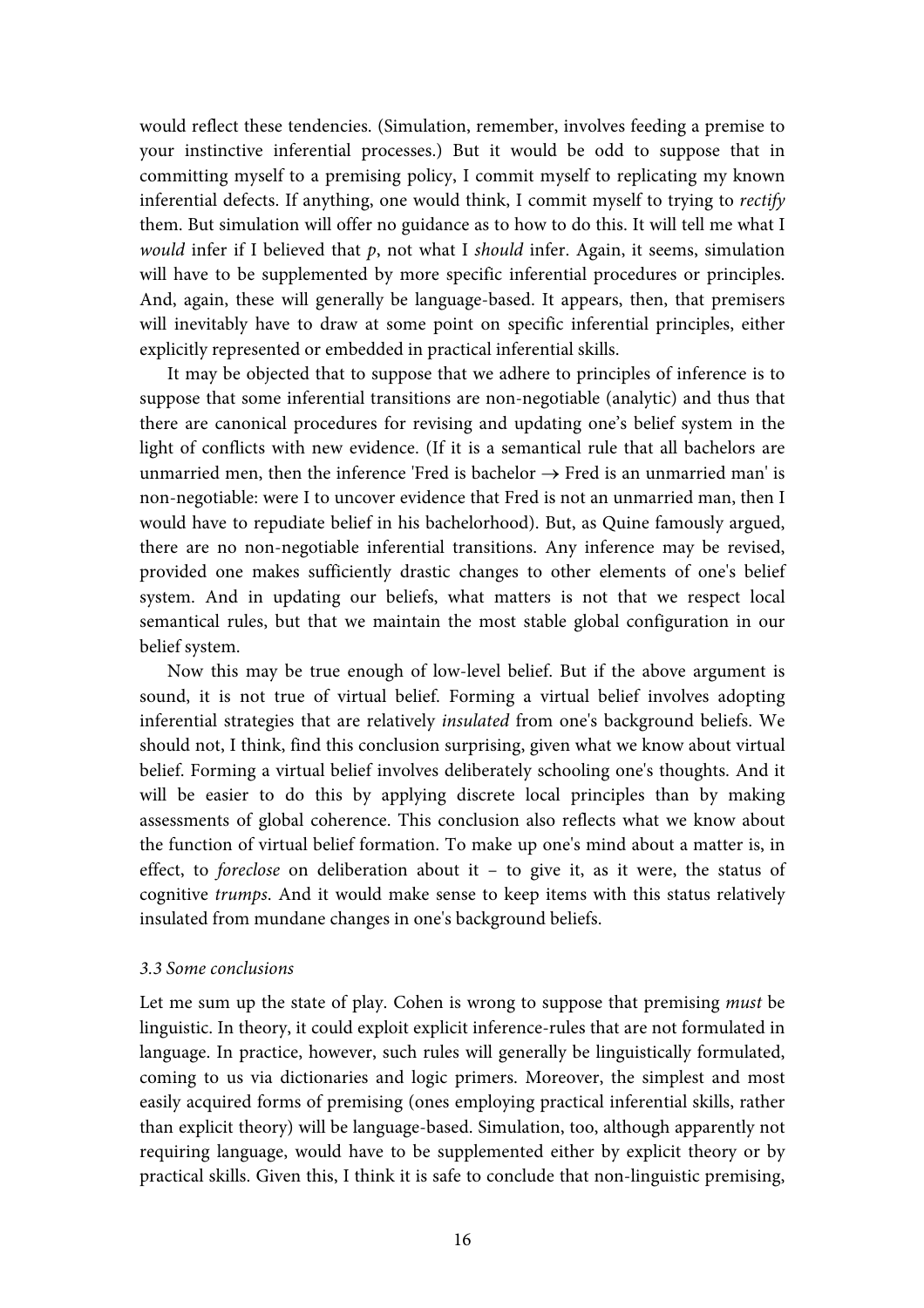would reflect these tendencies. (Simulation, remember, involves feeding a premise to your instinctive inferential processes.) But it would be odd to suppose that in committing myself to a premising policy, I commit myself to replicating my known inferential defects. If anything, one would think, I commit myself to trying to *rectify* them. But simulation will offer no guidance as to how to do this. It will tell me what I *would* infer if I believed that *p*, not what I *should* infer. Again, it seems, simulation will have to be supplemented by more specific inferential procedures or principles. And, again, these will generally be language-based. It appears, then, that premisers will inevitably have to draw at some point on specific inferential principles, either explicitly represented or embedded in practical inferential skills.

It may be objected that to suppose that we adhere to principles of inference is to suppose that some inferential transitions are non-negotiable (analytic) and thus that there are canonical procedures for revising and updating one's belief system in the light of conflicts with new evidence. (If it is a semantical rule that all bachelors are unmarried men, then the inference 'Fred is bachelor → Fred is an unmarried man' is non-negotiable: were I to uncover evidence that Fred is not an unmarried man, then I would have to repudiate belief in his bachelorhood). But, as Quine famously argued, there are no non-negotiable inferential transitions. Any inference may be revised, provided one makes sufficiently drastic changes to other elements of one's belief system. And in updating our beliefs, what matters is not that we respect local semantical rules, but that we maintain the most stable global configuration in our belief system.

Now this may be true enough of low-level belief. But if the above argument is sound, it is not true of virtual belief. Forming a virtual belief involves adopting inferential strategies that are relatively *insulated* from one's background beliefs. We should not, I think, find this conclusion surprising, given what we know about virtual belief. Forming a virtual belief involves deliberately schooling one's thoughts. And it will be easier to do this by applying discrete local principles than by making assessments of global coherence. This conclusion also reflects what we know about the function of virtual belief formation. To make up one's mind about a matter is, in effect, to *foreclose* on deliberation about it – to give it, as it were, the status of cognitive *trumps*. And it would make sense to keep items with this status relatively insulated from mundane changes in one's background beliefs.

### *3.3 Some conclusions*

Let me sum up the state of play. Cohen is wrong to suppose that premising *must* be linguistic. In theory, it could exploit explicit inference-rules that are not formulated in language. In practice, however, such rules will generally be linguistically formulated, coming to us via dictionaries and logic primers. Moreover, the simplest and most easily acquired forms of premising (ones employing practical inferential skills, rather than explicit theory) will be language-based. Simulation, too, although apparently not requiring language, would have to be supplemented either by explicit theory or by practical skills. Given this, I think it is safe to conclude that non-linguistic premising,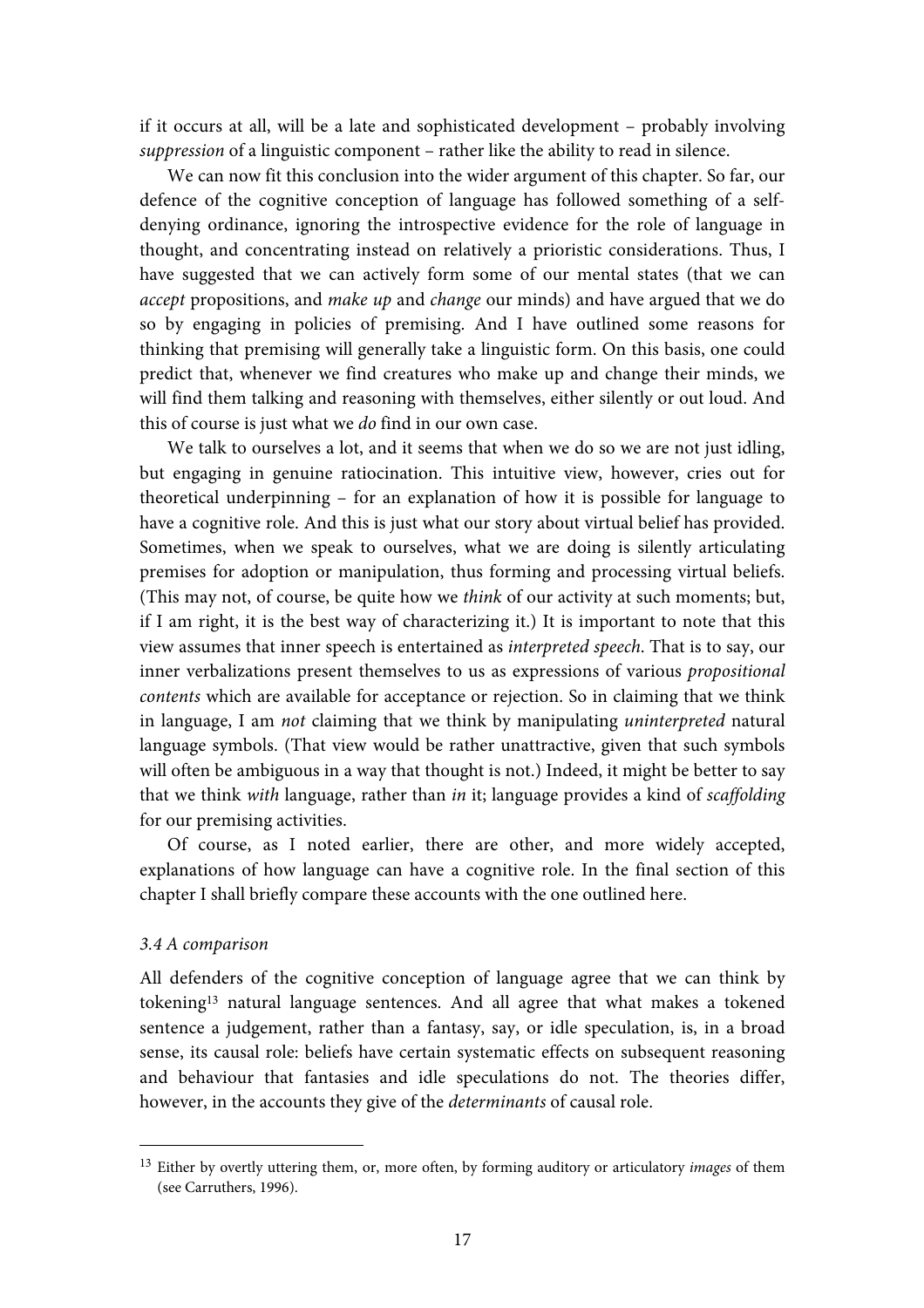if it occurs at all, will be a late and sophisticated development – probably involving *suppression* of a linguistic component – rather like the ability to read in silence.

We can now fit this conclusion into the wider argument of this chapter. So far, our defence of the cognitive conception of language has followed something of a self-denying ordinance, ignoring the introspective evidence for the role of language in thought, and concentrating instead on relatively a prioristic considerations. Thus, I have suggested that we can actively form some of our mental states (that we can *accept* propositions, and *make up* and *change* our minds) and have argued that we do so by engaging in policies of premising. And I have outlined some reasons for thinking that premising will generally take a linguistic form. On this basis, one could predict that, whenever we find creatures who make up and change their minds, we will find them talking and reasoning with themselves, either silently or out loud. And this of course is just what we *do* find in our own case.

We talk to ourselves a lot, and it seems that when we do so we are not just idling, but engaging in genuine ratiocination. This intuitive view, however, cries out for theoretical underpinning – for an explanation of how it is possible for language to have a cognitive role. And this is just what our story about virtual belief has provided. Sometimes, when we speak to ourselves, what we are doing is silently articulating premises for adoption or manipulation, thus forming and processing virtual beliefs. (This may not, of course, be quite how we *think* of our activity at such moments; but, if I am right, it is the best way of characterizing it.) It is important to note that this view assumes that inner speech is entertained as *interpreted speech*. That is to say, our inner verbalizations present themselves to us as expressions of various *propositional contents* which are available for acceptance or rejection. So in claiming that we think in language, I am *not* claiming that we think by manipulating *uninterpreted* natural language symbols. (That view would be rather unattractive, given that such symbols will often be ambiguous in a way that thought is not.) Indeed, it might be better to say that we think *with* language, rather than *in* it; language provides a kind of *scaffolding* for our premising activities.

Of course, as I noted earlier, there are other, and more widely accepted, explanations of how language can have a cognitive role. In the final section of this chapter I shall briefly compare these accounts with the one outlined here.

### *3.4 A comparison*

All defenders of the cognitive conception of language agree that we can think by tokening[13] natural language sentences. And all agree that what makes a tokened sentence a judgement, rather than a fantasy, say, or idle speculation, is, in a broad sense, its causal role: beliefs have certain systematic effects on subsequent reasoning and behaviour that fantasies and idle speculations do not. The theories differ, however, in the accounts they give of the *determinants* of causal role.

---

[13] Either by overtly uttering them, or, more often, by forming auditory or articulatory *images* of them (see Carruthers, 1996).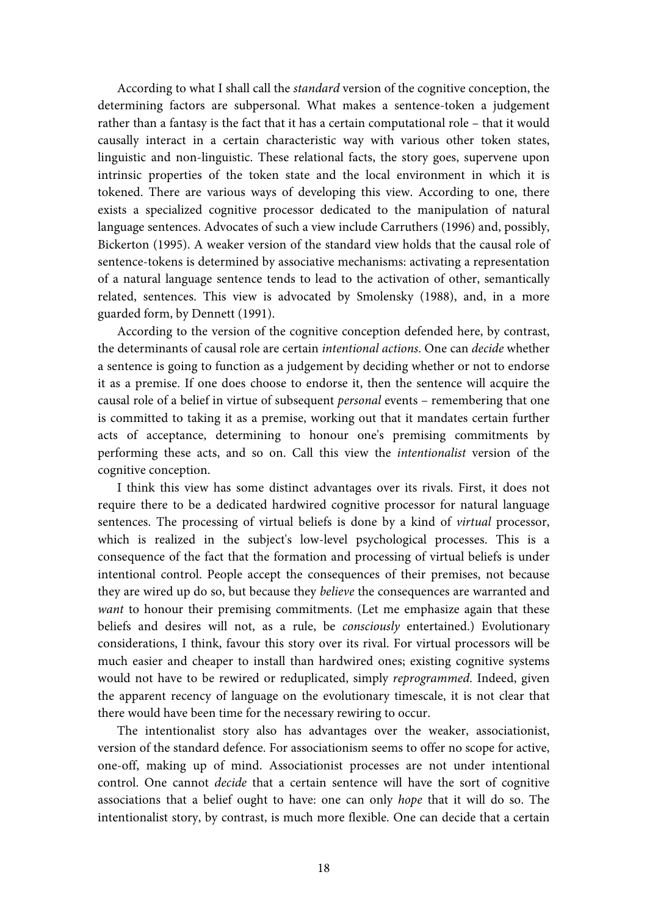According to what I shall call the *standard* version of the cognitive conception, the determining factors are subpersonal. What makes a sentence-token a judgement rather than a fantasy is the fact that it has a certain computational role – that it would causally interact in a certain characteristic way with various other token states, linguistic and non-linguistic. These relational facts, the story goes, supervene upon intrinsic properties of the token state and the local environment in which it is tokened. There are various ways of developing this view. According to one, there exists a specialized cognitive processor dedicated to the manipulation of natural language sentences. Advocates of such a view include Carruthers (1996) and, possibly, Bickerton (1995). A weaker version of the standard view holds that the causal role of sentence-tokens is determined by associative mechanisms: activating a representation of a natural language sentence tends to lead to the activation of other, semantically related, sentences. This view is advocated by Smolensky (1988), and, in a more guarded form, by Dennett (1991).

According to the version of the cognitive conception defended here, by contrast, the determinants of causal role are certain *intentional actions*. One can *decide* whether a sentence is going to function as a judgement by deciding whether or not to endorse it as a premise. If one does choose to endorse it, then the sentence will acquire the causal role of a belief in virtue of subsequent *personal* events – remembering that one is committed to taking it as a premise, working out that it mandates certain further acts of acceptance, determining to honour one's premising commitments by performing these acts, and so on. Call this view the *intentionalist* version of the cognitive conception.

I think this view has some distinct advantages over its rivals. First, it does not require there to be a dedicated hardwired cognitive processor for natural language sentences. The processing of virtual beliefs is done by a kind of *virtual* processor, which is realized in the subject's low-level psychological processes. This is a consequence of the fact that the formation and processing of virtual beliefs is under intentional control. People accept the consequences of their premises, not because they are wired up do so, but because they *believe* the consequences are warranted and *want* to honour their premising commitments. (Let me emphasize again that these beliefs and desires will not, as a rule, be *consciously* entertained.) Evolutionary considerations, I think, favour this story over its rival. For virtual processors will be much easier and cheaper to install than hardwired ones; existing cognitive systems would not have to be rewired or reduplicated, simply *reprogrammed*. Indeed, given the apparent recency of language on the evolutionary timescale, it is not clear that there would have been time for the necessary rewiring to occur.

The intentionalist story also has advantages over the weaker, associationist, version of the standard defence. For associationism seems to offer no scope for active, one-off, making up of mind. Associationist processes are not under intentional control. One cannot *decide* that a certain sentence will have the sort of cognitive associations that a belief ought to have: one can only *hope* that it will do so. The intentionalist story, by contrast, is much more flexible. One can decide that a certain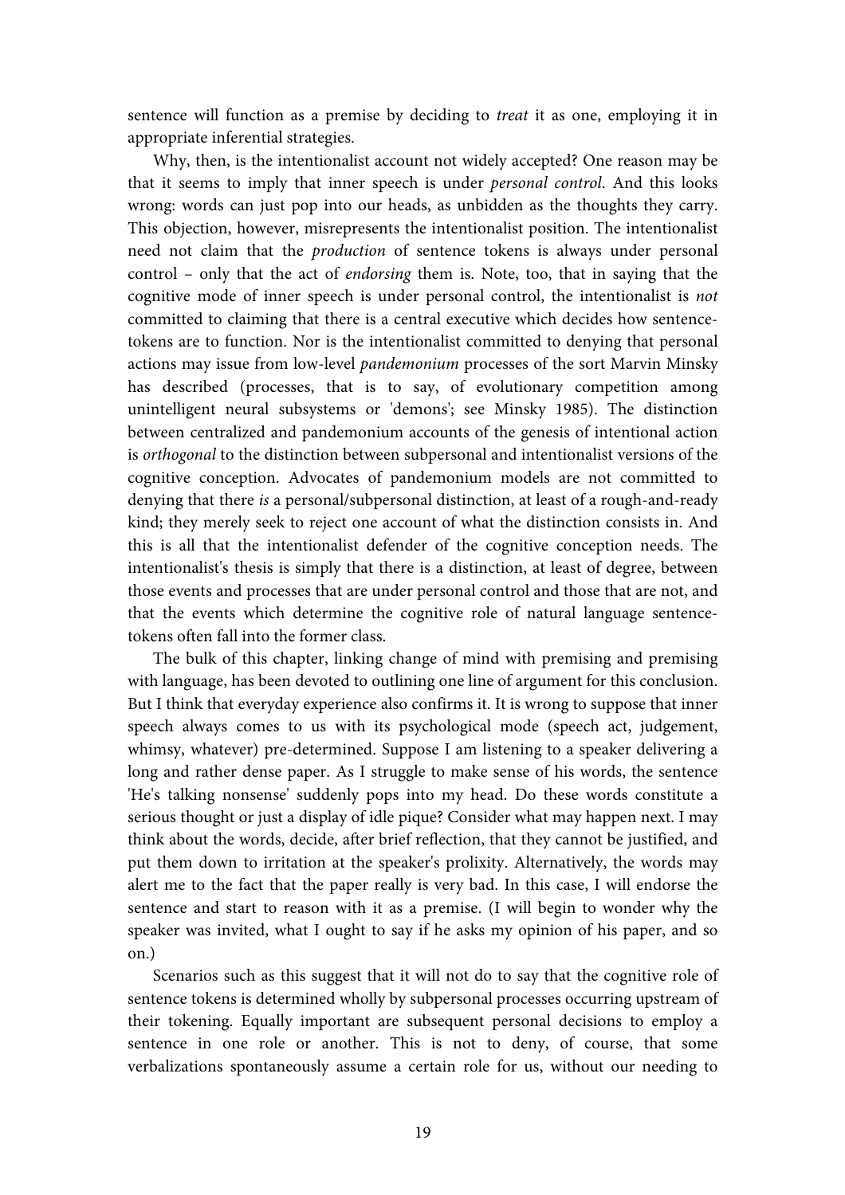sentence will function as a premise by deciding to *treat* it as one, employing it in appropriate inferential strategies.

Why, then, is the intentionalist account not widely accepted? One reason may be that it seems to imply that inner speech is under *personal control*. And this looks wrong: words can just pop into our heads, as unbidden as the thoughts they carry. This objection, however, misrepresents the intentionalist position. The intentionalist need not claim that the *production* of sentence tokens is always under personal control – only that the act of *endorsing* them is. Note, too, that in saying that the cognitive mode of inner speech is under personal control, the intentionalist is *not* committed to claiming that there is a central executive which decides how sentence-tokens are to function. Nor is the intentionalist committed to denying that personal actions may issue from low-level *pandemonium* processes of the sort Marvin Minsky has described (processes, that is to say, of evolutionary competition among unintelligent neural subsystems or 'demons'; see Minsky 1985). The distinction between centralized and pandemonium accounts of the genesis of intentional action is *orthogonal* to the distinction between subpersonal and intentionalist versions of the cognitive conception. Advocates of pandemonium models are not committed to denying that there *is* a personal/subpersonal distinction, at least of a rough-and-ready kind; they merely seek to reject one account of what the distinction consists in. And this is all that the intentionalist defender of the cognitive conception needs. The intentionalist's thesis is simply that there is a distinction, at least of degree, between those events and processes that are under personal control and those that are not, and that the events which determine the cognitive role of natural language sentence-tokens often fall into the former class.

The bulk of this chapter, linking change of mind with premising and premising with language, has been devoted to outlining one line of argument for this conclusion. But I think that everyday experience also confirms it. It is wrong to suppose that inner speech always comes to us with its psychological mode (speech act, judgement, whimsy, whatever) pre-determined. Suppose I am listening to a speaker delivering a long and rather dense paper. As I struggle to make sense of his words, the sentence 'He's talking nonsense' suddenly pops into my head. Do these words constitute a serious thought or just a display of idle pique? Consider what may happen next. I may think about the words, decide, after brief reflection, that they cannot be justified, and put them down to irritation at the speaker's prolixity. Alternatively, the words may alert me to the fact that the paper really is very bad. In this case, I will endorse the sentence and start to reason with it as a premise. (I will begin to wonder why the speaker was invited, what I ought to say if he asks my opinion of his paper, and so on.)

Scenarios such as this suggest that it will not do to say that the cognitive role of sentence tokens is determined wholly by subpersonal processes occurring upstream of their tokening. Equally important are subsequent personal decisions to employ a sentence in one role or another. This is not to deny, of course, that some verbalizations spontaneously assume a certain role for us, without our needing to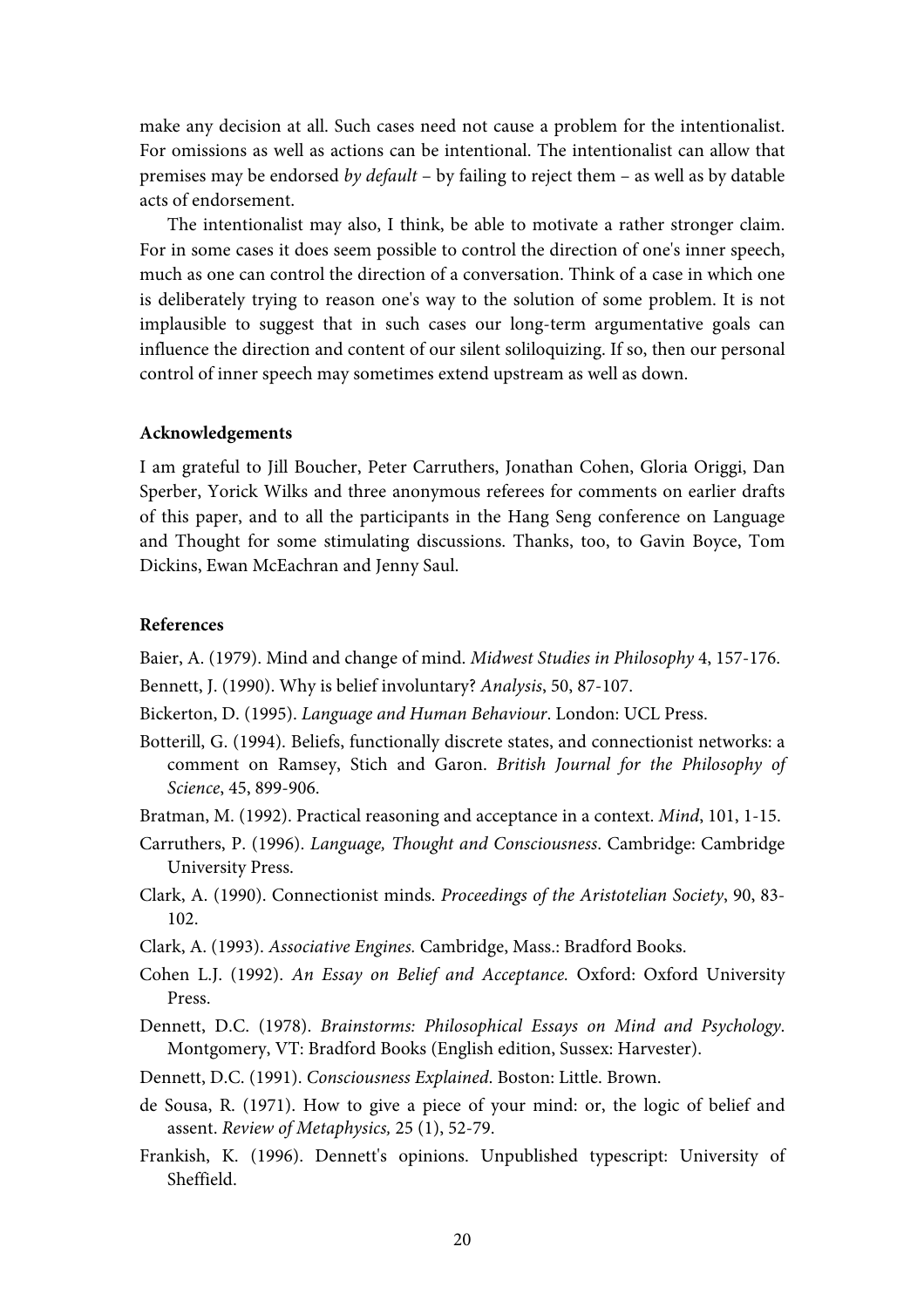make any decision at all. Such cases need not cause a problem for the intentionalist. For omissions as well as actions can be intentional. The intentionalist can allow that premises may be endorsed *by default* – by failing to reject them – as well as by datable acts of endorsement.

The intentionalist may also, I think, be able to motivate a rather stronger claim. For in some cases it does seem possible to control the direction of one's inner speech, much as one can control the direction of a conversation. Think of a case in which one is deliberately trying to reason one's way to the solution of some problem. It is not implausible to suggest that in such cases our long-term argumentative goals can influence the direction and content of our silent soliloquizing. If so, then our personal control of inner speech may sometimes extend upstream as well as down.

**Acknowledgements**

I am grateful to Jill Boucher, Peter Carruthers, Jonathan Cohen, Gloria Origgi, Dan Sperber, Yorick Wilks and three anonymous referees for comments on earlier drafts of this paper, and to all the participants in the Hang Seng conference on Language and Thought for some stimulating discussions. Thanks, too, to Gavin Boyce, Tom Dickins, Ewan McEachran and Jenny Saul.

**References**

Baier, A. (1979). Mind and change of mind. *Midwest Studies in Philosophy* 4, 157-176.

Bennett, J. (1990). Why is belief involuntary? *Analysis*, 50, 87-107.

Bickerton, D. (1995). *Language and Human Behaviour*. London: UCL Press.

Botterill, G. (1994). Beliefs, functionally discrete states, and connectionist networks: a comment on Ramsey, Stich and Garon. *British Journal for the Philosophy of Science*, 45, 899-906.

Bratman, M. (1992). Practical reasoning and acceptance in a context. *Mind*, 101, 1-15.

Carruthers, P. (1996). *Language, Thought and Consciousness*. Cambridge: Cambridge University Press.

Clark, A. (1990). Connectionist minds. *Proceedings of the Aristotelian Society*, 90, 83-102.

Clark, A. (1993). *Associative Engines.* Cambridge, Mass.: Bradford Books.

Cohen L.J. (1992). *An Essay on Belief and Acceptance.* Oxford: Oxford University Press.

Dennett, D.C. (1978). *Brainstorms: Philosophical Essays on Mind and Psychology*. Montgomery, VT: Bradford Books (English edition, Sussex: Harvester).

Dennett, D.C. (1991). *Consciousness Explained*. Boston: Little. Brown.

de Sousa, R. (1971). How to give a piece of your mind: or, the logic of belief and assent. *Review of Metaphysics,* 25 (1), 52-79.

Frankish, K. (1996). Dennett's opinions. Unpublished typescript: University of Sheffield.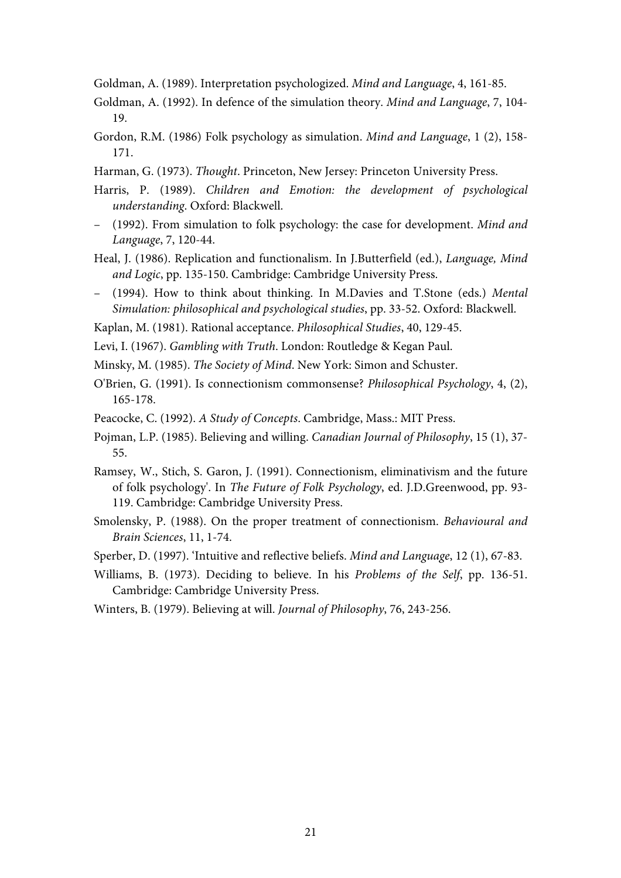Goldman, A. (1989). Interpretation psychologized. *Mind and Language*, 4, 161-85.

Goldman, A. (1992). In defence of the simulation theory. *Mind and Language*, 7, 104-19.

Gordon, R.M. (1986) Folk psychology as simulation. *Mind and Language*, 1 (2), 158-171.

Harman, G. (1973). *Thought*. Princeton, New Jersey: Princeton University Press.

Harris, P. (1989). *Children and Emotion: the development of psychological understanding*. Oxford: Blackwell.

– (1992). From simulation to folk psychology: the case for development. *Mind and Language*, 7, 120-44.

Heal, J. (1986). Replication and functionalism. In J.Butterfield (ed.), *Language, Mind and Logic*, pp. 135-150. Cambridge: Cambridge University Press.

– (1994). How to think about thinking. In M.Davies and T.Stone (eds.) *Mental Simulation: philosophical and psychological studies*, pp. 33-52. Oxford: Blackwell.

Kaplan, M. (1981). Rational acceptance. *Philosophical Studies*, 40, 129-45.

Levi, I. (1967). *Gambling with Truth*. London: Routledge & Kegan Paul.

Minsky, M. (1985). *The Society of Mind*. New York: Simon and Schuster.

O'Brien, G. (1991). Is connectionism commonsense? *Philosophical Psychology*, 4, (2), 165-178.

Peacocke, C. (1992). *A Study of Concepts*. Cambridge, Mass.: MIT Press.

Pojman, L.P. (1985). Believing and willing. *Canadian Journal of Philosophy*, 15 (1), 37-55.

Ramsey, W., Stich, S. Garon, J. (1991). Connectionism, eliminativism and the future of folk psychology'. In *The Future of Folk Psychology*, ed. J.D.Greenwood, pp. 93-119. Cambridge: Cambridge University Press.

Smolensky, P. (1988). On the proper treatment of connectionism. *Behavioural and Brain Sciences*, 11, 1-74.

Sperber, D. (1997). 'Intuitive and reflective beliefs. *Mind and Language*, 12 (1), 67-83.

Williams, B. (1973). Deciding to believe. In his *Problems of the Self*, pp. 136-51. Cambridge: Cambridge University Press.

Winters, B. (1979). Believing at will. *Journal of Philosophy*, 76, 243-256.